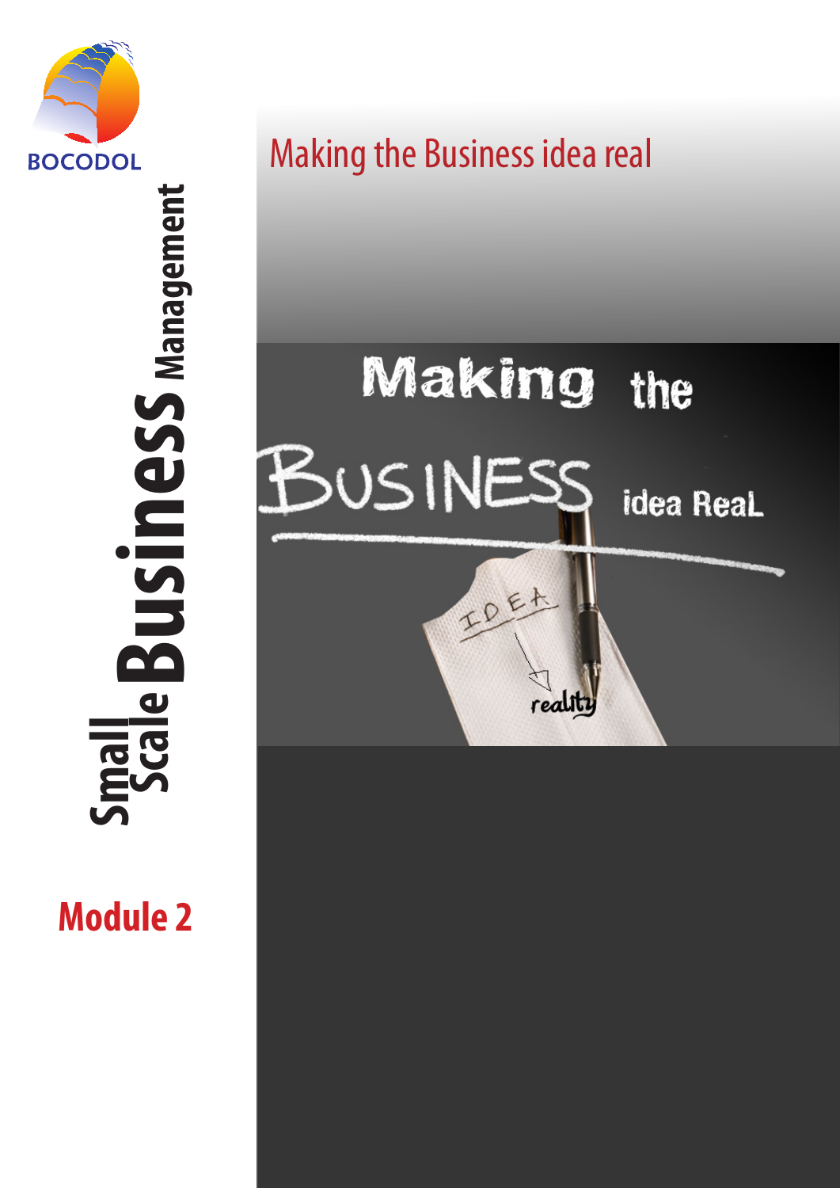BOCODOL

# Small Scale Business Management

## Module 2

# Making the Business idea real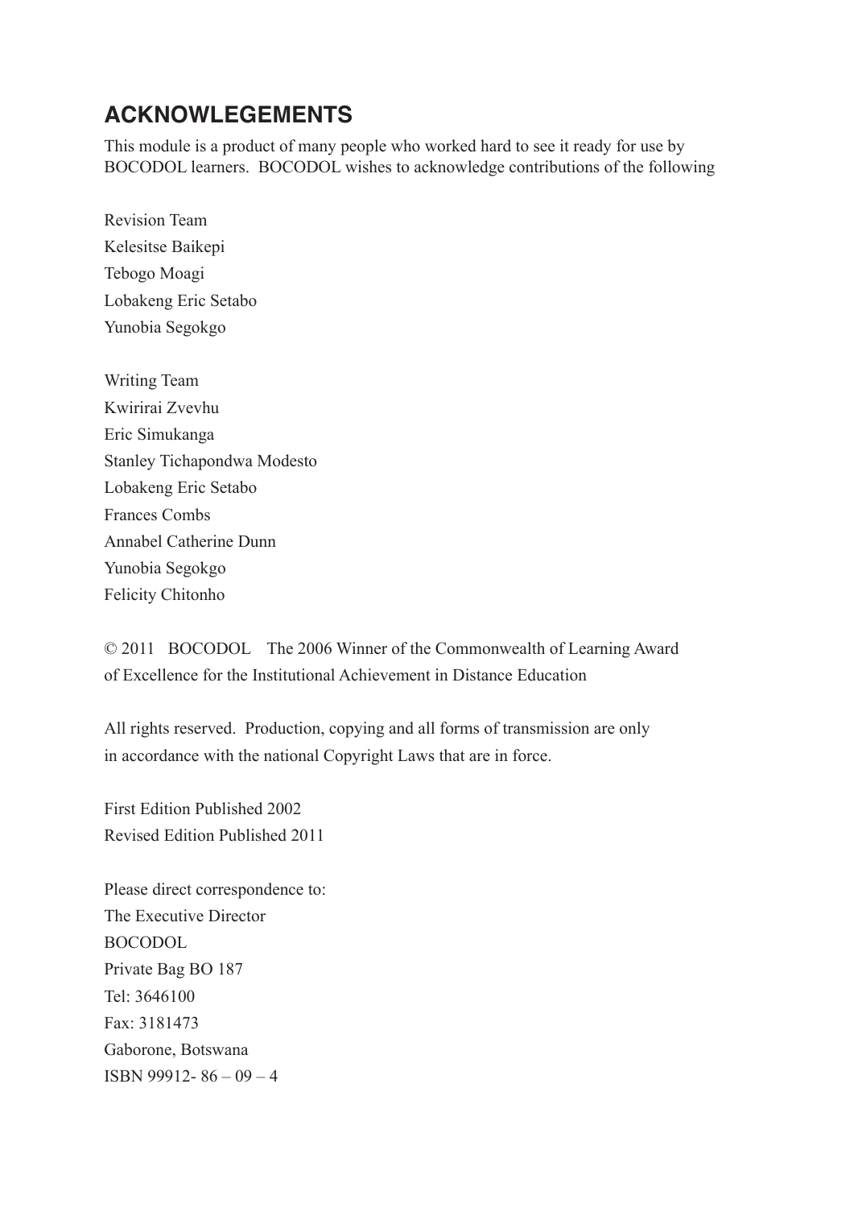## ACKNOWLEGEMENTS

This module is a product of many people who worked hard to see it ready for use by BOCODOL learners. BOCODOL wishes to acknowledge contributions of the following

Revision Team
Kelesitse Baikepi
Tebogo Moagi
Lobakeng Eric Setabo
Yunobia Segokgo

Writing Team
Kwirirai Zvevhu
Eric Simukanga
Stanley Tichapondwa Modesto
Lobakeng Eric Setabo
Frances Combs
Annabel Catherine Dunn
Yunobia Segokgo
Felicity Chitonho

© 2011 BOCODOL The 2006 Winner of the Commonwealth of Learning Award of Excellence for the Institutional Achievement in Distance Education

All rights reserved. Production, copying and all forms of transmission are only in accordance with the national Copyright Laws that are in force.

First Edition Published 2002
Revised Edition Published 2011

Please direct correspondence to:
The Executive Director
BOCODOL
Private Bag BO 187
Tel: 3646100
Fax: 3181473
Gaborone, Botswana
ISBN 99912- 86 – 09 – 4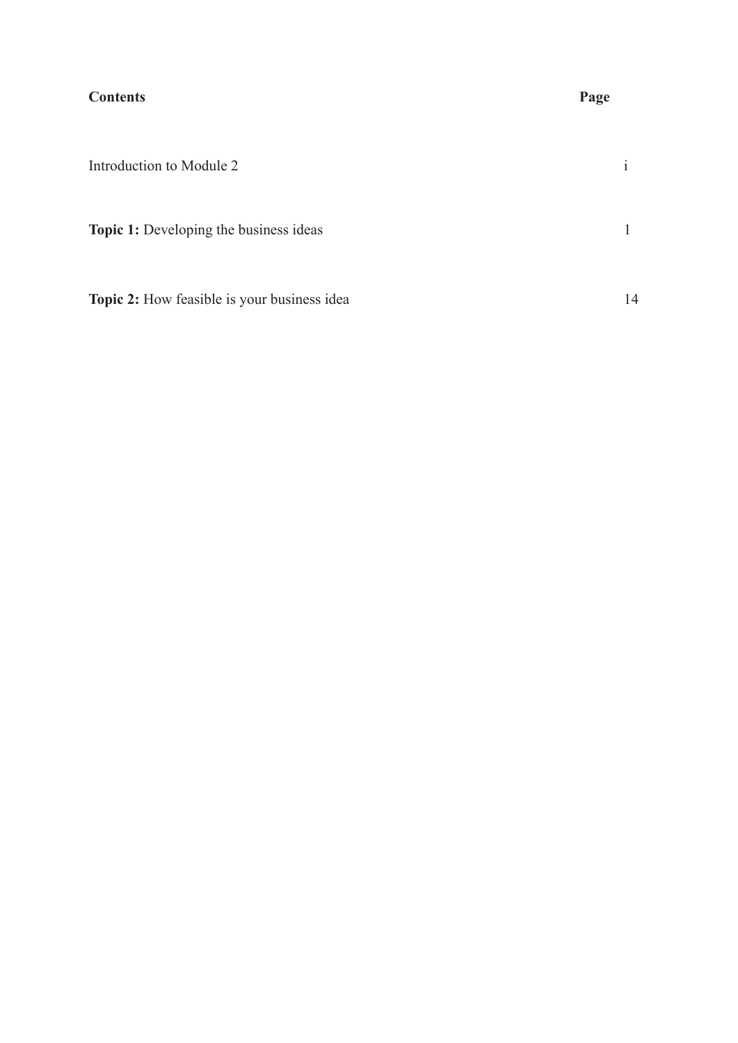| **Contents** | **Page** |
| --- | --- |
| Introduction to Module 2 | i |
| **Topic 1:** Developing the business ideas | 1 |
| **Topic 2:** How feasible is your business idea | 14 |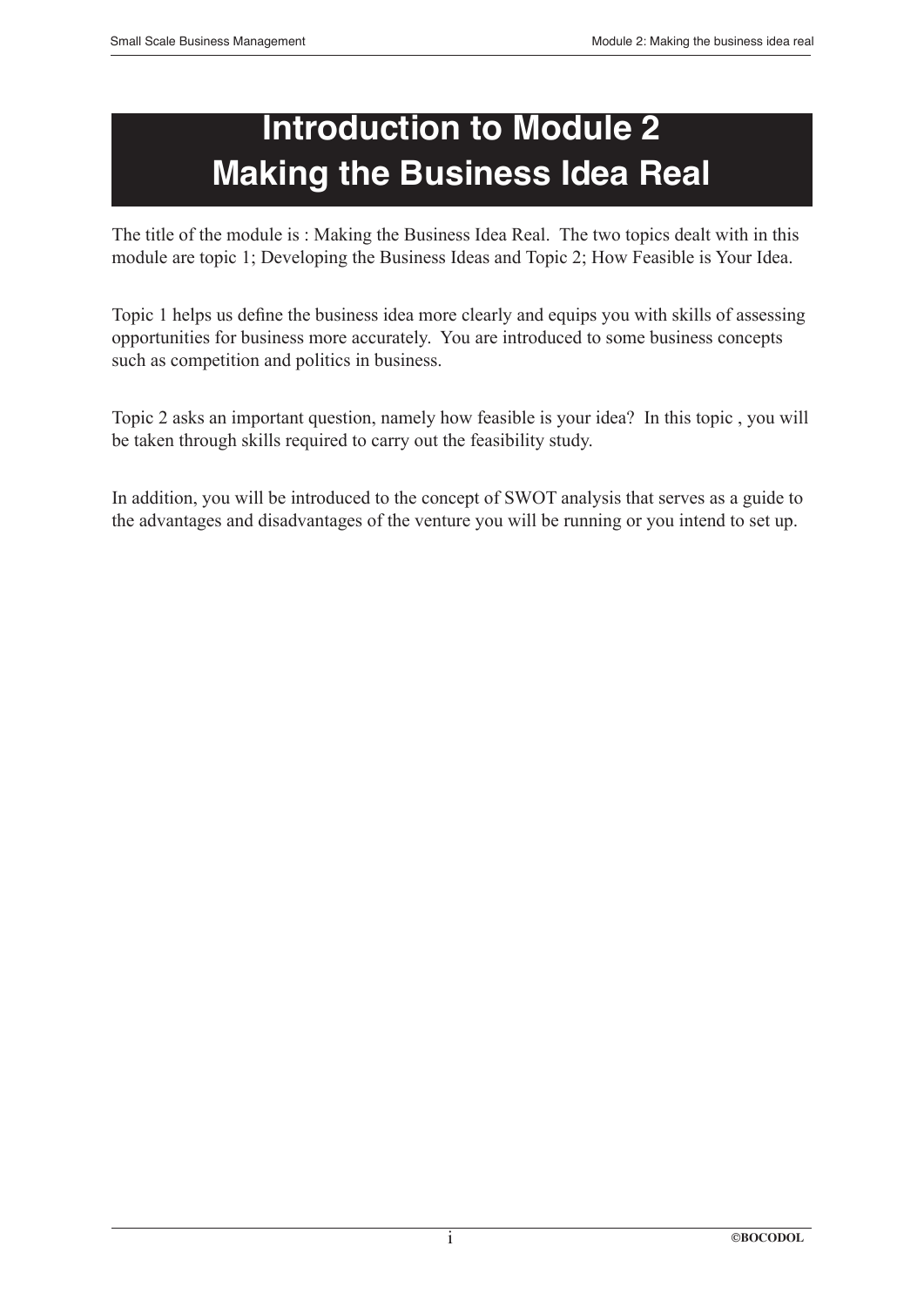# Introduction to Module 2
# Making the Business Idea Real

The title of the module is : Making the Business Idea Real. The two topics dealt with in this module are topic 1; Developing the Business Ideas and Topic 2; How Feasible is Your Idea.

Topic 1 helps us define the business idea more clearly and equips you with skills of assessing opportunities for business more accurately. You are introduced to some business concepts such as competition and politics in business.

Topic 2 asks an important question, namely how feasible is your idea? In this topic , you will be taken through skills required to carry out the feasibility study.

In addition, you will be introduced to the concept of SWOT analysis that serves as a guide to the advantages and disadvantages of the venture you will be running or you intend to set up.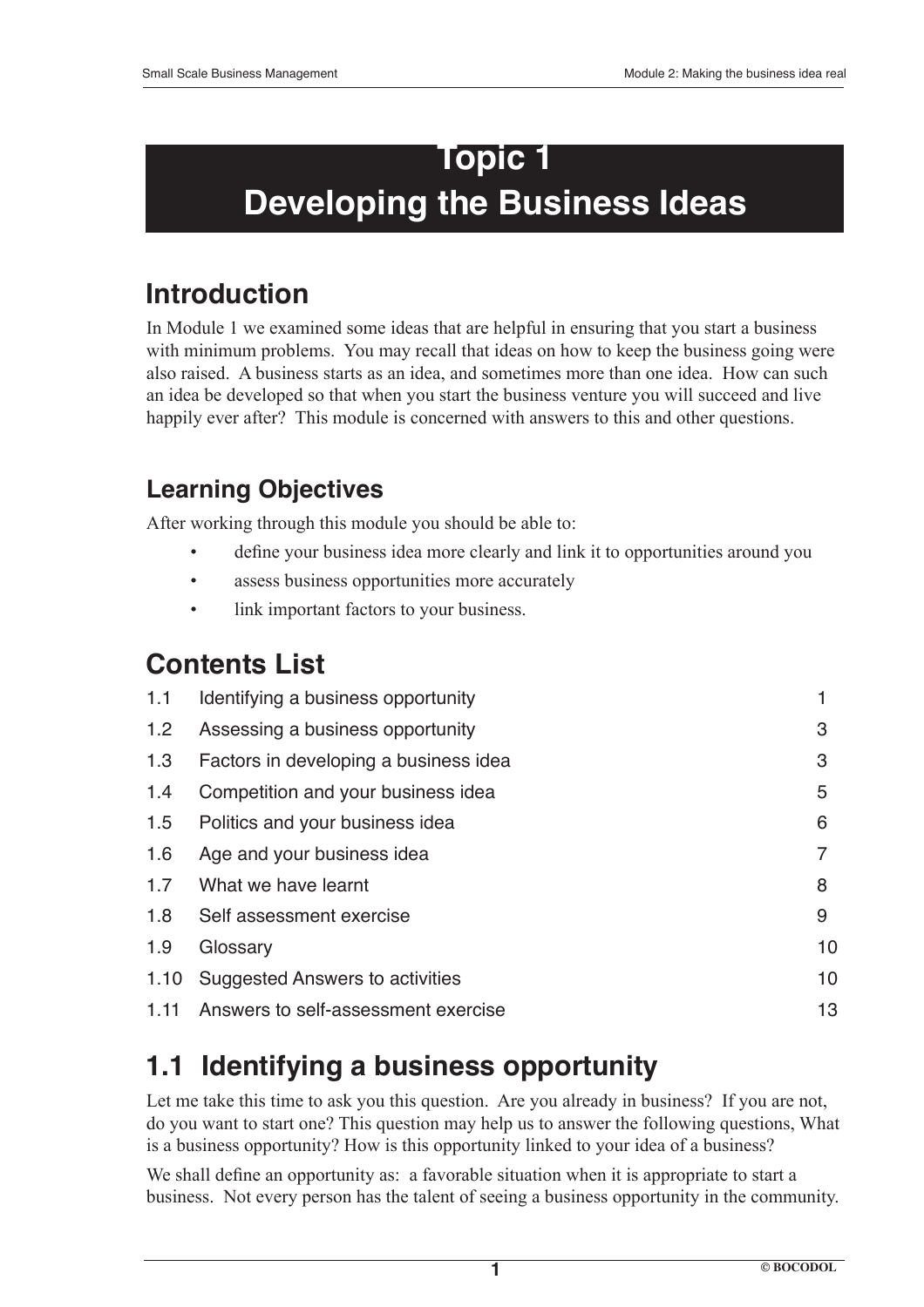# Topic 1
# Developing the Business Ideas

## Introduction

In Module 1 we examined some ideas that are helpful in ensuring that you start a business with minimum problems. You may recall that ideas on how to keep the business going were also raised. A business starts as an idea, and sometimes more than one idea. How can such an idea be developed so that when you start the business venture you will succeed and live happily ever after? This module is concerned with answers to this and other questions.

### Learning Objectives

After working through this module you should be able to:

- define your business idea more clearly and link it to opportunities around you
- assess business opportunities more accurately
- link important factors to your business.

## Contents List

| | | |
|---|---|---|
| 1.1 | Identifying a business opportunity | 1 |
| 1.2 | Assessing a business opportunity | 3 |
| 1.3 | Factors in developing a business idea | 3 |
| 1.4 | Competition and your business idea | 5 |
| 1.5 | Politics and your business idea | 6 |
| 1.6 | Age and your business idea | 7 |
| 1.7 | What we have learnt | 8 |
| 1.8 | Self assessment exercise | 9 |
| 1.9 | Glossary | 10 |
| 1.10 | Suggested Answers to activities | 10 |
| 1.11 | Answers to self-assessment exercise | 13 |

## 1.1 Identifying a business opportunity

Let me take this time to ask you this question. Are you already in business? If you are not, do you want to start one? This question may help us to answer the following questions, What is a business opportunity? How is this opportunity linked to your idea of a business?

We shall define an opportunity as: a favorable situation when it is appropriate to start a business. Not every person has the talent of seeing a business opportunity in the community.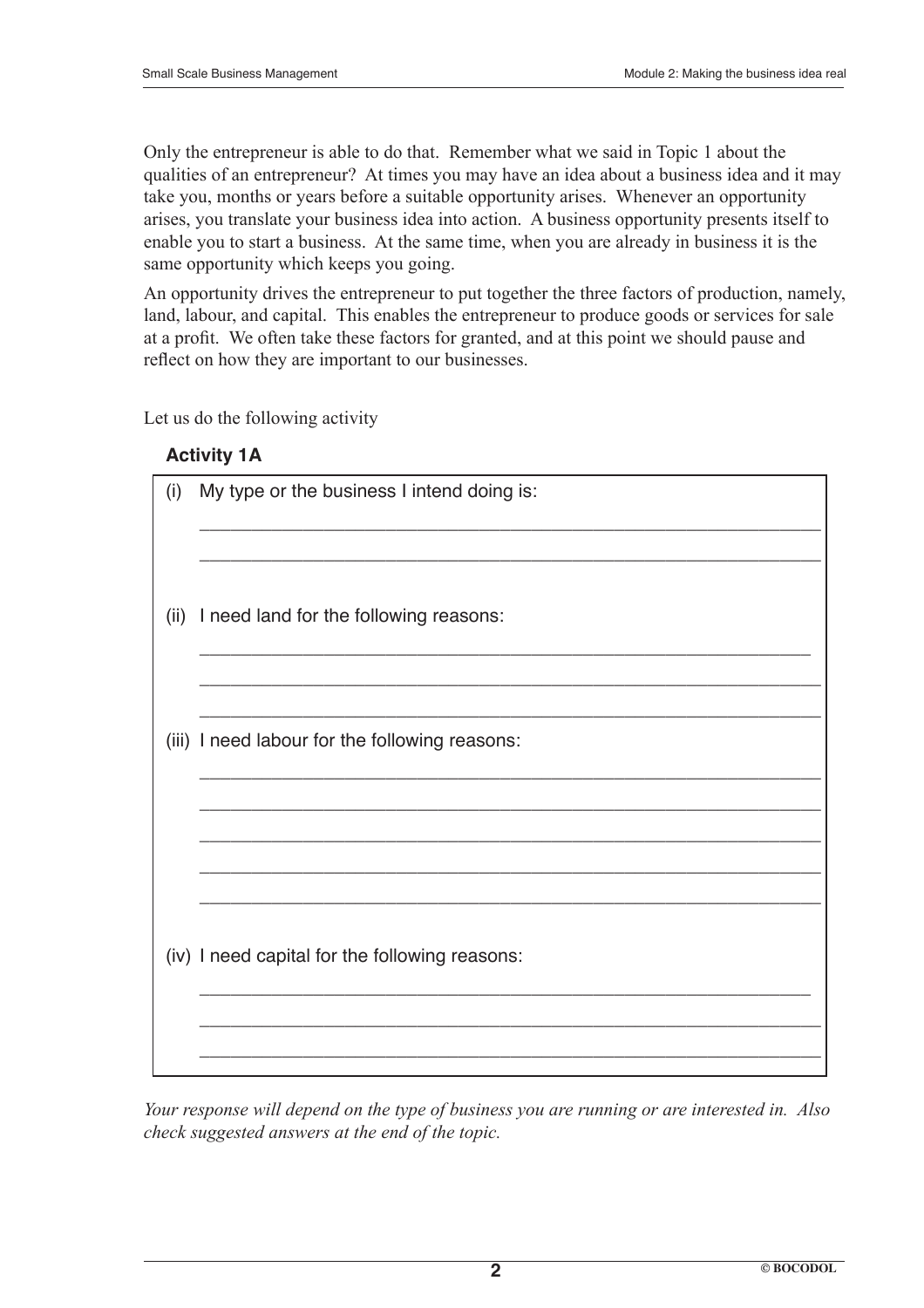Only the entrepreneur is able to do that. Remember what we said in Topic 1 about the qualities of an entrepreneur? At times you may have an idea about a business idea and it may take you, months or years before a suitable opportunity arises. Whenever an opportunity arises, you translate your business idea into action. A business opportunity presents itself to enable you to start a business. At the same time, when you are already in business it is the same opportunity which keeps you going.

An opportunity drives the entrepreneur to put together the three factors of production, namely, land, labour, and capital. This enables the entrepreneur to produce goods or services for sale at a profit. We often take these factors for granted, and at this point we should pause and reflect on how they are important to our businesses.

Let us do the following activity

**Activity 1A**

(i) My type or the business I intend doing is:

______________________________________________________________

______________________________________________________________

(ii) I need land for the following reasons:

______________________________________________________________

______________________________________________________________

______________________________________________________________

(iii) I need labour for the following reasons:

______________________________________________________________

______________________________________________________________

______________________________________________________________

______________________________________________________________

______________________________________________________________

(iv) I need capital for the following reasons:

______________________________________________________________

______________________________________________________________

______________________________________________________________

*Your response will depend on the type of business you are running or are interested in. Also check suggested answers at the end of the topic.*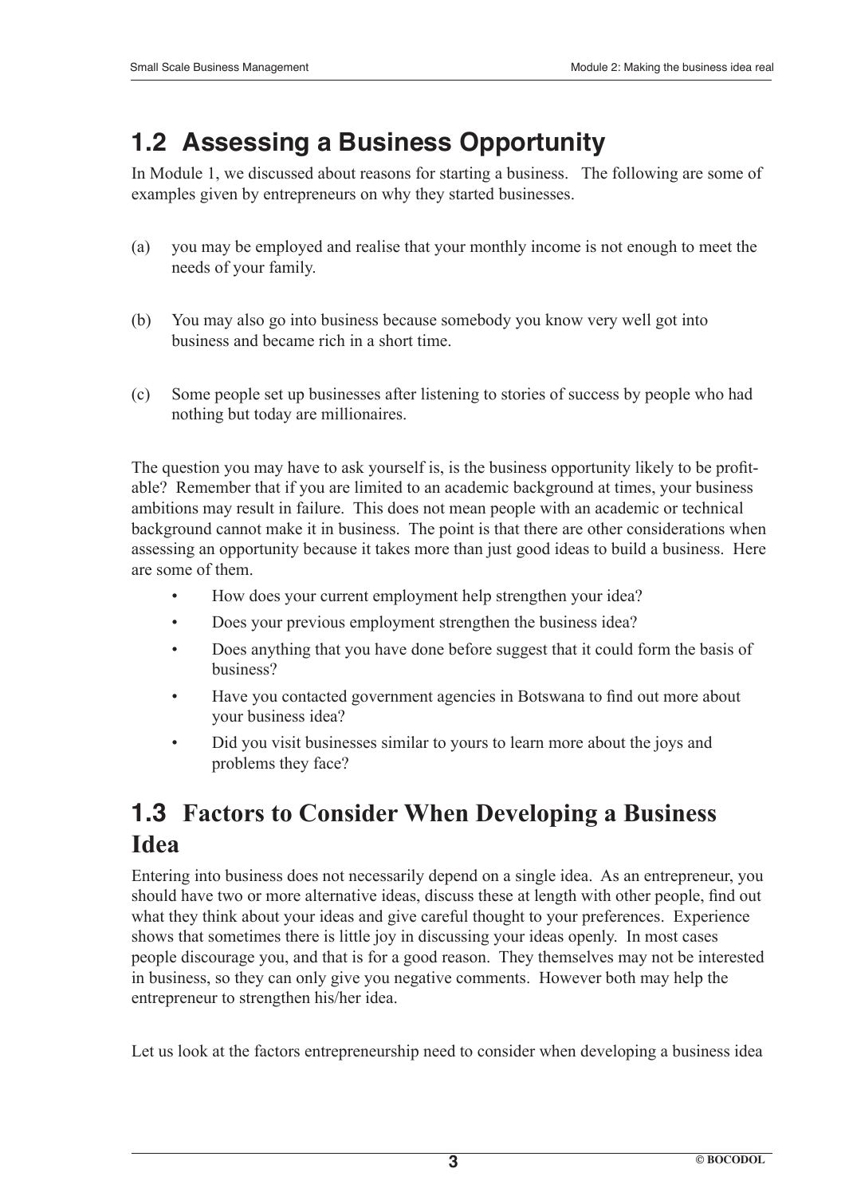## 1.2 Assessing a Business Opportunity

In Module 1, we discussed about reasons for starting a business. The following are some of examples given by entrepreneurs on why they started businesses.

(a) you may be employed and realise that your monthly income is not enough to meet the needs of your family.

(b) You may also go into business because somebody you know very well got into business and became rich in a short time.

(c) Some people set up businesses after listening to stories of success by people who had nothing but today are millionaires.

The question you may have to ask yourself is, is the business opportunity likely to be profitable? Remember that if you are limited to an academic background at times, your business ambitions may result in failure. This does not mean people with an academic or technical background cannot make it in business. The point is that there are other considerations when assessing an opportunity because it takes more than just good ideas to build a business. Here are some of them.

- How does your current employment help strengthen your idea?
- Does your previous employment strengthen the business idea?
- Does anything that you have done before suggest that it could form the basis of business?
- Have you contacted government agencies in Botswana to find out more about your business idea?
- Did you visit businesses similar to yours to learn more about the joys and problems they face?

## 1.3 Factors to Consider When Developing a Business Idea

Entering into business does not necessarily depend on a single idea. As an entrepreneur, you should have two or more alternative ideas, discuss these at length with other people, find out what they think about your ideas and give careful thought to your preferences. Experience shows that sometimes there is little joy in discussing your ideas openly. In most cases people discourage you, and that is for a good reason. They themselves may not be interested in business, so they can only give you negative comments. However both may help the entrepreneur to strengthen his/her idea.

Let us look at the factors entrepreneurship need to consider when developing a business idea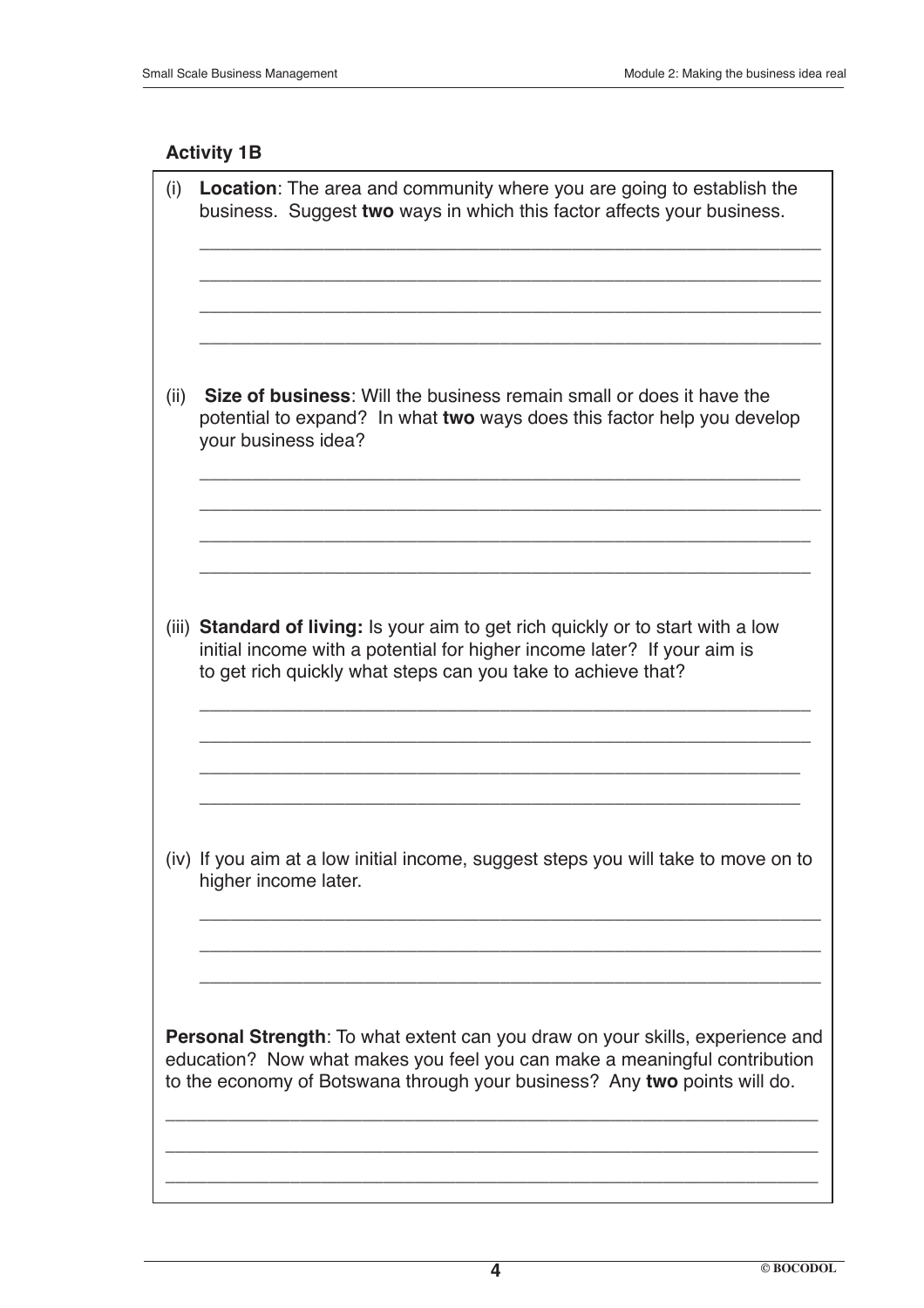### Activity 1B

(i) **Location**: The area and community where you are going to establish the business. Suggest **two** ways in which this factor affects your business.

_______________________________________________________________

_______________________________________________________________

_______________________________________________________________

_______________________________________________________________

(ii) **Size of business**: Will the business remain small or does it have the potential to expand? In what **two** ways does this factor help you develop your business idea?

_______________________________________________________________

_______________________________________________________________

_______________________________________________________________

_______________________________________________________________

(iii) **Standard of living:** Is your aim to get rich quickly or to start with a low initial income with a potential for higher income later? If your aim is to get rich quickly what steps can you take to achieve that?

_______________________________________________________________

_______________________________________________________________

_______________________________________________________________

_______________________________________________________________

(iv) If you aim at a low initial income, suggest steps you will take to move on to higher income later.

_______________________________________________________________

_______________________________________________________________

_______________________________________________________________

**Personal Strength**: To what extent can you draw on your skills, experience and education? Now what makes you feel you can make a meaningful contribution to the economy of Botswana through your business? Any **two** points will do.

_______________________________________________________________

_______________________________________________________________

_______________________________________________________________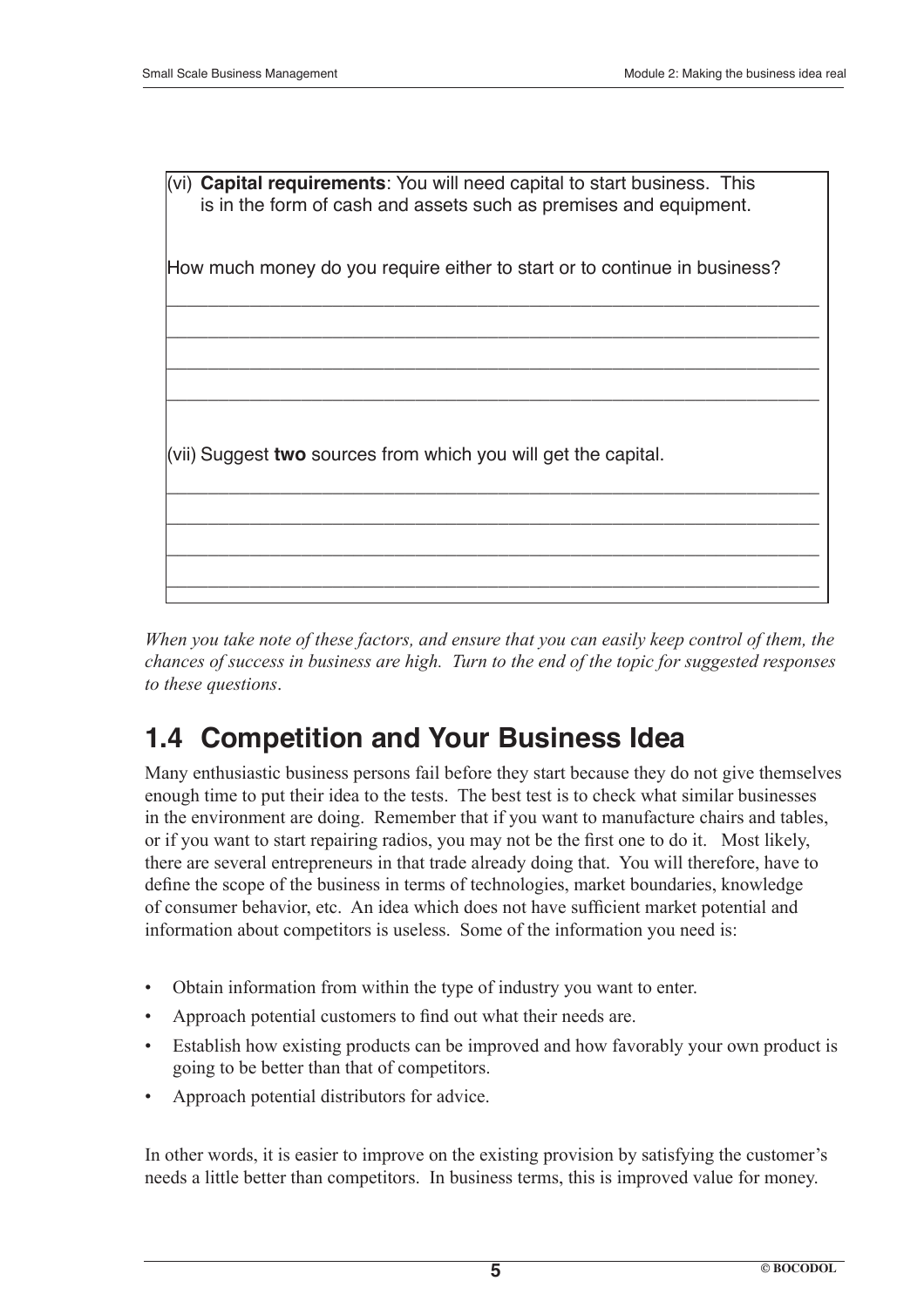(vi) **Capital requirements**: You will need capital to start business. This is in the form of cash and assets such as premises and equipment.

How much money do you require either to start or to continue in business?

______________________________________________________________

______________________________________________________________

______________________________________________________________

______________________________________________________________

(vii) Suggest **two** sources from which you will get the capital.

______________________________________________________________

______________________________________________________________

______________________________________________________________

______________________________________________________________

*When you take note of these factors, and ensure that you can easily keep control of them, the chances of success in business are high. Turn to the end of the topic for suggested responses to these questions.*

## 1.4 Competition and Your Business Idea

Many enthusiastic business persons fail before they start because they do not give themselves enough time to put their idea to the tests. The best test is to check what similar businesses in the environment are doing. Remember that if you want to manufacture chairs and tables, or if you want to start repairing radios, you may not be the first one to do it. Most likely, there are several entrepreneurs in that trade already doing that. You will therefore, have to define the scope of the business in terms of technologies, market boundaries, knowledge of consumer behavior, etc. An idea which does not have sufficient market potential and information about competitors is useless. Some of the information you need is:

- Obtain information from within the type of industry you want to enter.
- Approach potential customers to find out what their needs are.
- Establish how existing products can be improved and how favorably your own product is going to be better than that of competitors.
- Approach potential distributors for advice.

In other words, it is easier to improve on the existing provision by satisfying the customer's needs a little better than competitors. In business terms, this is improved value for money.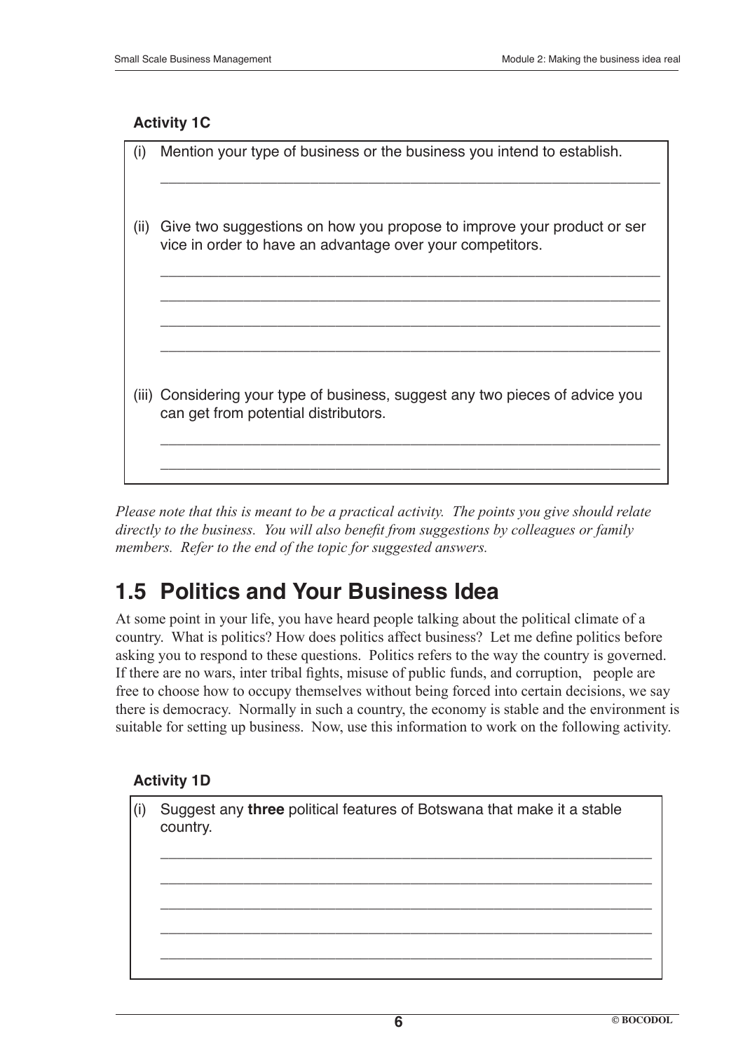### Activity 1C

(i) Mention your type of business or the business you intend to establish.

______________________________________________________________

(ii) Give two suggestions on how you propose to improve your product or ser vice in order to have an advantage over your competitors.

______________________________________________________________

______________________________________________________________

______________________________________________________________

______________________________________________________________

(iii) Considering your type of business, suggest any two pieces of advice you can get from potential distributors.

______________________________________________________________

______________________________________________________________

*Please note that this is meant to be a practical activity. The points you give should relate directly to the business. You will also benefit from suggestions by colleagues or family members. Refer to the end of the topic for suggested answers.*

## 1.5 Politics and Your Business Idea

At some point in your life, you have heard people talking about the political climate of a country. What is politics? How does politics affect business? Let me define politics before asking you to respond to these questions. Politics refers to the way the country is governed. If there are no wars, inter tribal fights, misuse of public funds, and corruption, people are free to choose how to occupy themselves without being forced into certain decisions, we say there is democracy. Normally in such a country, the economy is stable and the environment is suitable for setting up business. Now, use this information to work on the following activity.

### Activity 1D

(i) Suggest any **three** political features of Botswana that make it a stable country.

______________________________________________________________

______________________________________________________________

______________________________________________________________

______________________________________________________________

______________________________________________________________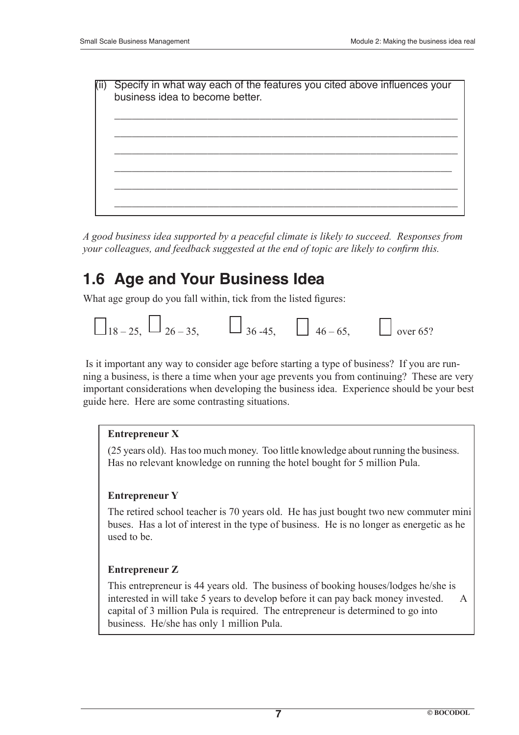(ii) Specify in what way each of the features you cited above influences your business idea to become better.

\_\_\_\_\_\_\_\_\_\_\_\_\_\_\_\_\_\_\_\_\_\_\_\_\_\_\_\_\_\_\_\_\_\_\_\_\_\_\_\_\_\_\_\_\_\_\_\_\_\_\_\_\_\_\_\_\_\_\_\_

\_\_\_\_\_\_\_\_\_\_\_\_\_\_\_\_\_\_\_\_\_\_\_\_\_\_\_\_\_\_\_\_\_\_\_\_\_\_\_\_\_\_\_\_\_\_\_\_\_\_\_\_\_\_\_\_\_\_\_\_

\_\_\_\_\_\_\_\_\_\_\_\_\_\_\_\_\_\_\_\_\_\_\_\_\_\_\_\_\_\_\_\_\_\_\_\_\_\_\_\_\_\_\_\_\_\_\_\_\_\_\_\_\_\_\_\_\_\_\_\_

\_\_\_\_\_\_\_\_\_\_\_\_\_\_\_\_\_\_\_\_\_\_\_\_\_\_\_\_\_\_\_\_\_\_\_\_\_\_\_\_\_\_\_\_\_\_\_\_\_\_\_\_\_\_\_\_\_\_\_\_

\_\_\_\_\_\_\_\_\_\_\_\_\_\_\_\_\_\_\_\_\_\_\_\_\_\_\_\_\_\_\_\_\_\_\_\_\_\_\_\_\_\_\_\_\_\_\_\_\_\_\_\_\_\_\_\_\_\_\_\_

\_\_\_\_\_\_\_\_\_\_\_\_\_\_\_\_\_\_\_\_\_\_\_\_\_\_\_\_\_\_\_\_\_\_\_\_\_\_\_\_\_\_\_\_\_\_\_\_\_\_\_\_\_\_\_\_\_\_\_\_

*A good business idea supported by a peaceful climate is likely to succeed. Responses from your colleagues, and feedback suggested at the end of topic are likely to confirm this.*

## 1.6 Age and Your Business Idea

What age group do you fall within, tick from the listed figures:

☐ 18 – 25, ☐ 26 – 35, ☐ 36 -45, ☐ 46 – 65, ☐ over 65?

Is it important any way to consider age before starting a type of business? If you are running a business, is there a time when your age prevents you from continuing? These are very important considerations when developing the business idea. Experience should be your best guide here. Here are some contrasting situations.

**Entrepreneur X**

(25 years old). Has too much money. Too little knowledge about running the business. Has no relevant knowledge on running the hotel bought for 5 million Pula.

**Entrepreneur Y**

The retired school teacher is 70 years old. He has just bought two new commuter mini buses. Has a lot of interest in the type of business. He is no longer as energetic as he used to be.

**Entrepreneur Z**

This entrepreneur is 44 years old. The business of booking houses/lodges he/she is interested in will take 5 years to develop before it can pay back money invested. A capital of 3 million Pula is required. The entrepreneur is determined to go into business. He/she has only 1 million Pula.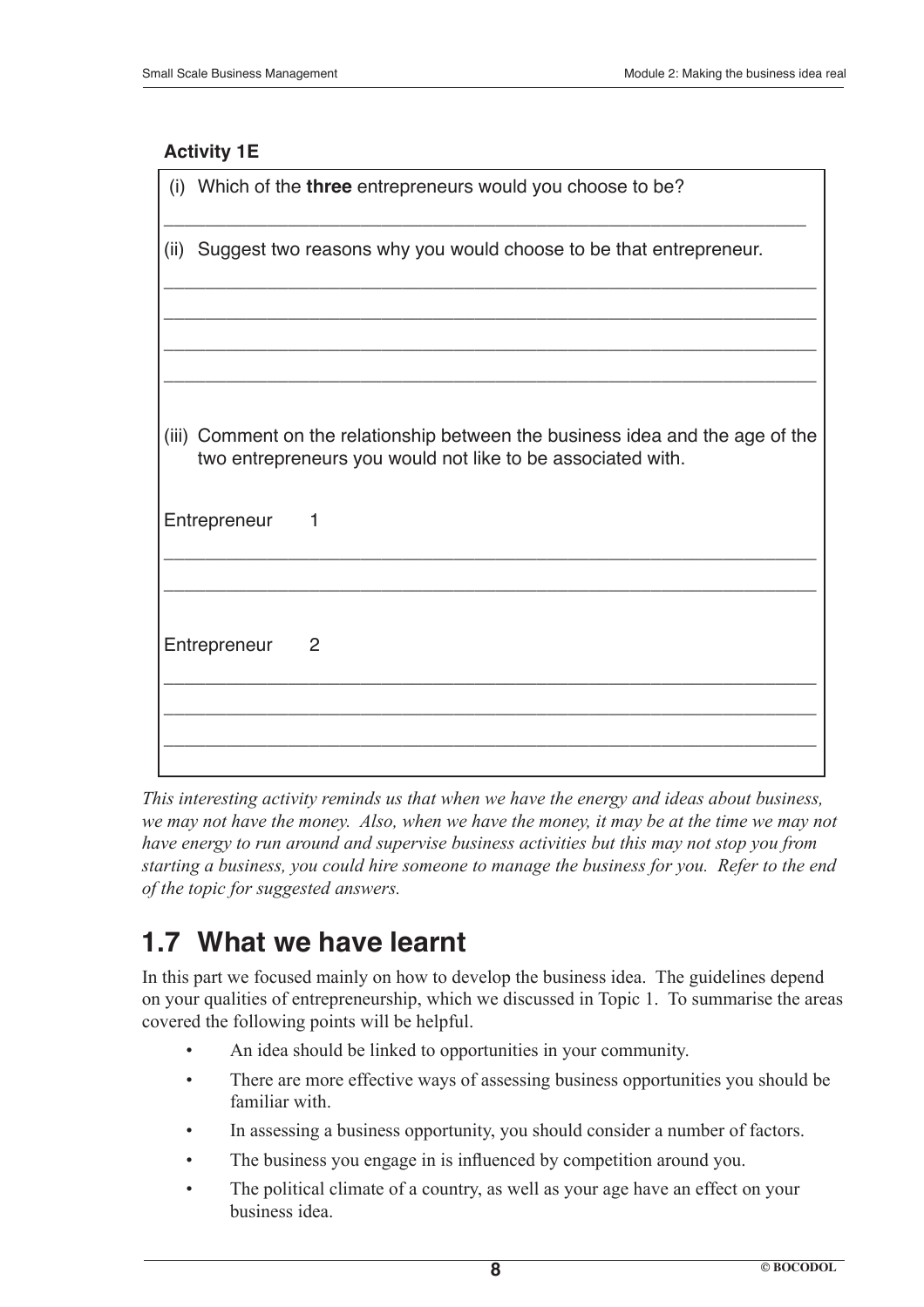**Activity 1E**

(i) Which of the **three** entrepreneurs would you choose to be?

___________________________________________________________

(ii) Suggest two reasons why you would choose to be that entrepreneur.

___________________________________________________________

___________________________________________________________

___________________________________________________________

___________________________________________________________

(iii) Comment on the relationship between the business idea and the age of the two entrepreneurs you would not like to be associated with.

Entrepreneur 1

___________________________________________________________

___________________________________________________________

Entrepreneur 2

___________________________________________________________

___________________________________________________________

___________________________________________________________

*This interesting activity reminds us that when we have the energy and ideas about business, we may not have the money. Also, when we have the money, it may be at the time we may not have energy to run around and supervise business activities but this may not stop you from starting a business, you could hire someone to manage the business for you. Refer to the end of the topic for suggested answers.*

## 1.7 What we have learnt

In this part we focused mainly on how to develop the business idea. The guidelines depend on your qualities of entrepreneurship, which we discussed in Topic 1. To summarise the areas covered the following points will be helpful.

- An idea should be linked to opportunities in your community.
- There are more effective ways of assessing business opportunities you should be familiar with.
- In assessing a business opportunity, you should consider a number of factors.
- The business you engage in is influenced by competition around you.
- The political climate of a country, as well as your age have an effect on your business idea.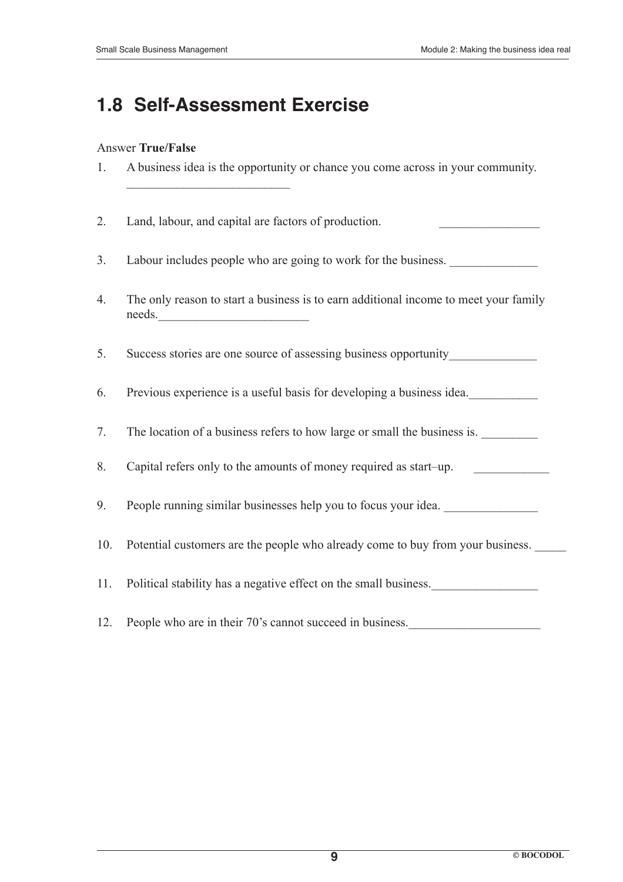## 1.8 Self-Assessment Exercise

Answer **True/False**

1. A business idea is the opportunity or chance you come across in your community. ________________________

2. Land, labour, and capital are factors of production. ________________

3. Labour includes people who are going to work for the business. ______________

4. The only reason to start a business is to earn additional income to meet your family needs.________________________

5. Success stories are one source of assessing business opportunity______________

6. Previous experience is a useful basis for developing a business idea.___________

7. The location of a business refers to how large or small the business is. _________

8. Capital refers only to the amounts of money required as start–up. ____________

9. People running similar businesses help you to focus your idea. _______________

10. Potential customers are the people who already come to buy from your business. _____

11. Political stability has a negative effect on the small business._________________

12. People who are in their 70's cannot succeed in business._____________________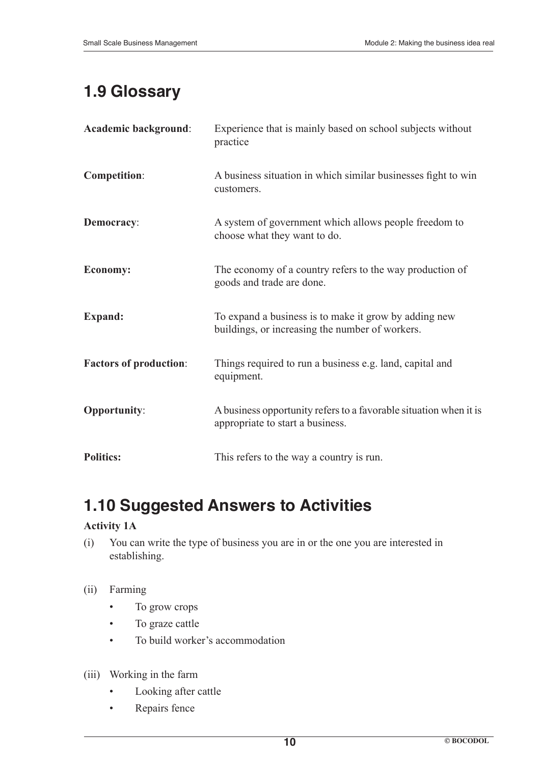## 1.9 Glossary

**Academic background**: Experience that is mainly based on school subjects without practice

**Competition**: A business situation in which similar businesses fight to win customers.

**Democracy**: A system of government which allows people freedom to choose what they want to do.

**Economy:** The economy of a country refers to the way production of goods and trade are done.

**Expand:** To expand a business is to make it grow by adding new buildings, or increasing the number of workers.

**Factors of production**: Things required to run a business e.g. land, capital and equipment.

**Opportunity**: A business opportunity refers to a favorable situation when it is appropriate to start a business.

**Politics:** This refers to the way a country is run.

## 1.10 Suggested Answers to Activities

**Activity 1A**

(i) You can write the type of business you are in or the one you are interested in establishing.

(ii) Farming

- To grow crops
- To graze cattle
- To build worker's accommodation

(iii) Working in the farm

- Looking after cattle
- Repairs fence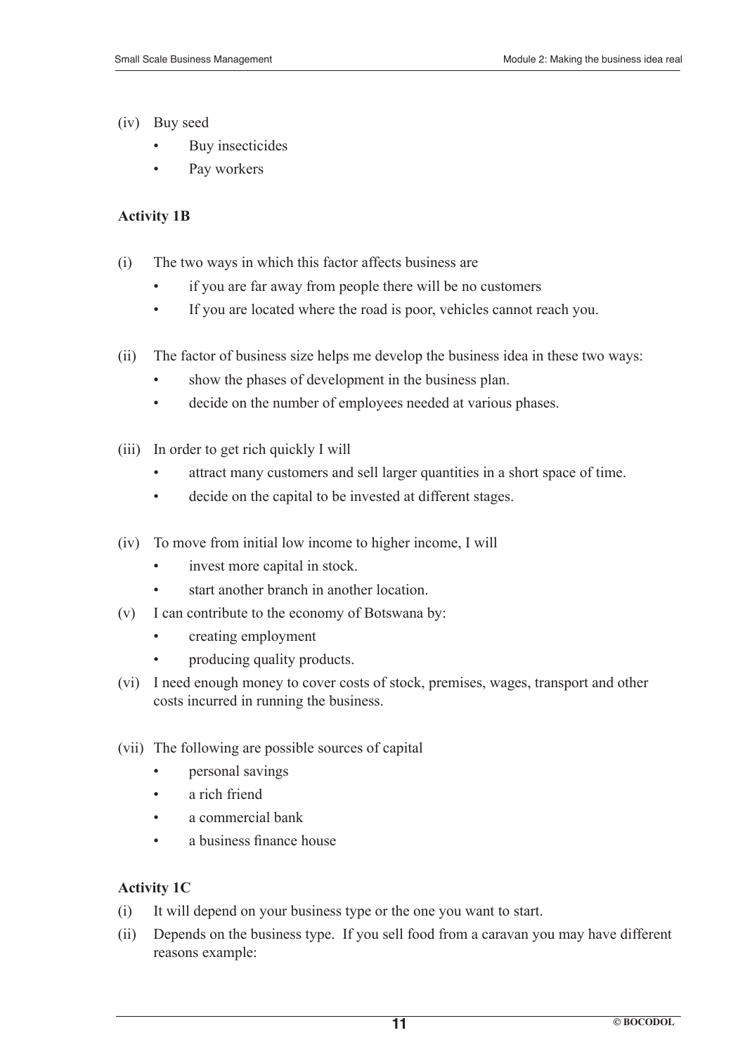(iv) Buy seed

- Buy insecticides
- Pay workers

**Activity 1B**

(i) The two ways in which this factor affects business are

- if you are far away from people there will be no customers
- If you are located where the road is poor, vehicles cannot reach you.

(ii) The factor of business size helps me develop the business idea in these two ways:

- show the phases of development in the business plan.
- decide on the number of employees needed at various phases.

(iii) In order to get rich quickly I will

- attract many customers and sell larger quantities in a short space of time.
- decide on the capital to be invested at different stages.

(iv) To move from initial low income to higher income, I will

- invest more capital in stock.
- start another branch in another location.

(v) I can contribute to the economy of Botswana by:

- creating employment
- producing quality products.

(vi) I need enough money to cover costs of stock, premises, wages, transport and other costs incurred in running the business.

(vii) The following are possible sources of capital

- personal savings
- a rich friend
- a commercial bank
- a business finance house

**Activity 1C**

(i) It will depend on your business type or the one you want to start.

(ii) Depends on the business type. If you sell food from a caravan you may have different reasons example: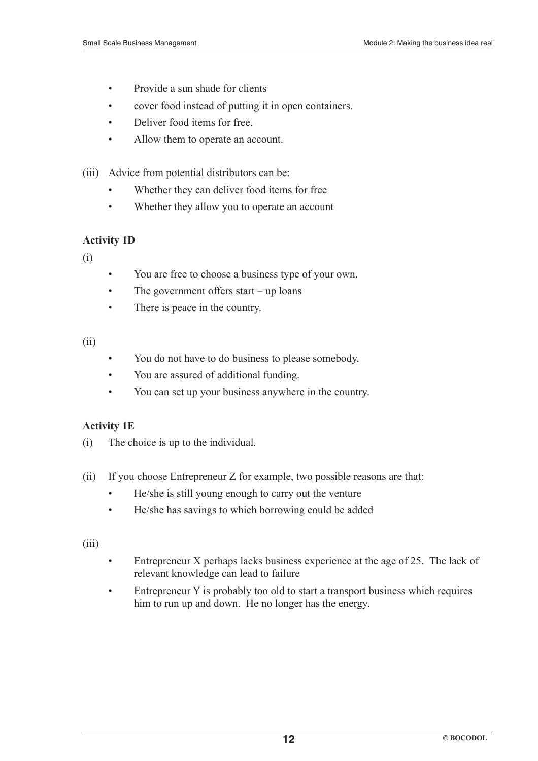- Provide a sun shade for clients
- cover food instead of putting it in open containers.
- Deliver food items for free.
- Allow them to operate an account.

(iii) Advice from potential distributors can be:

- Whether they can deliver food items for free
- Whether they allow you to operate an account

**Activity 1D**

(i)

- You are free to choose a business type of your own.
- The government offers start – up loans
- There is peace in the country.

(ii)

- You do not have to do business to please somebody.
- You are assured of additional funding.
- You can set up your business anywhere in the country.

**Activity 1E**

(i) The choice is up to the individual.

(ii) If you choose Entrepreneur Z for example, two possible reasons are that:

- He/she is still young enough to carry out the venture
- He/she has savings to which borrowing could be added

(iii)

- Entrepreneur X perhaps lacks business experience at the age of 25. The lack of relevant knowledge can lead to failure
- Entrepreneur Y is probably too old to start a transport business which requires him to run up and down. He no longer has the energy.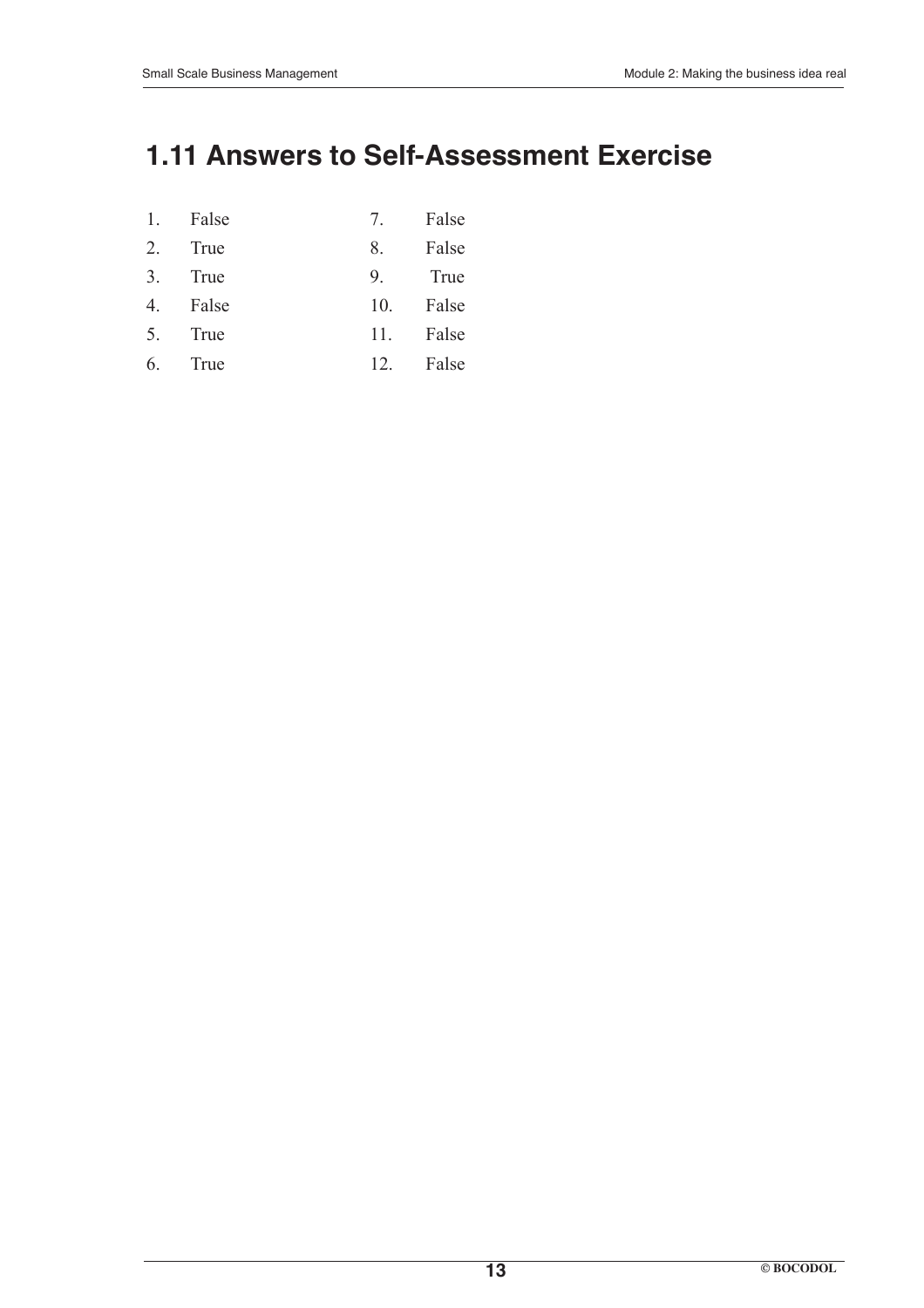## 1.11 Answers to Self-Assessment Exercise

1. False
2. True
3. True
4. False
5. True
6. True
7. False
8. False
9. True
10. False
11. False
12. False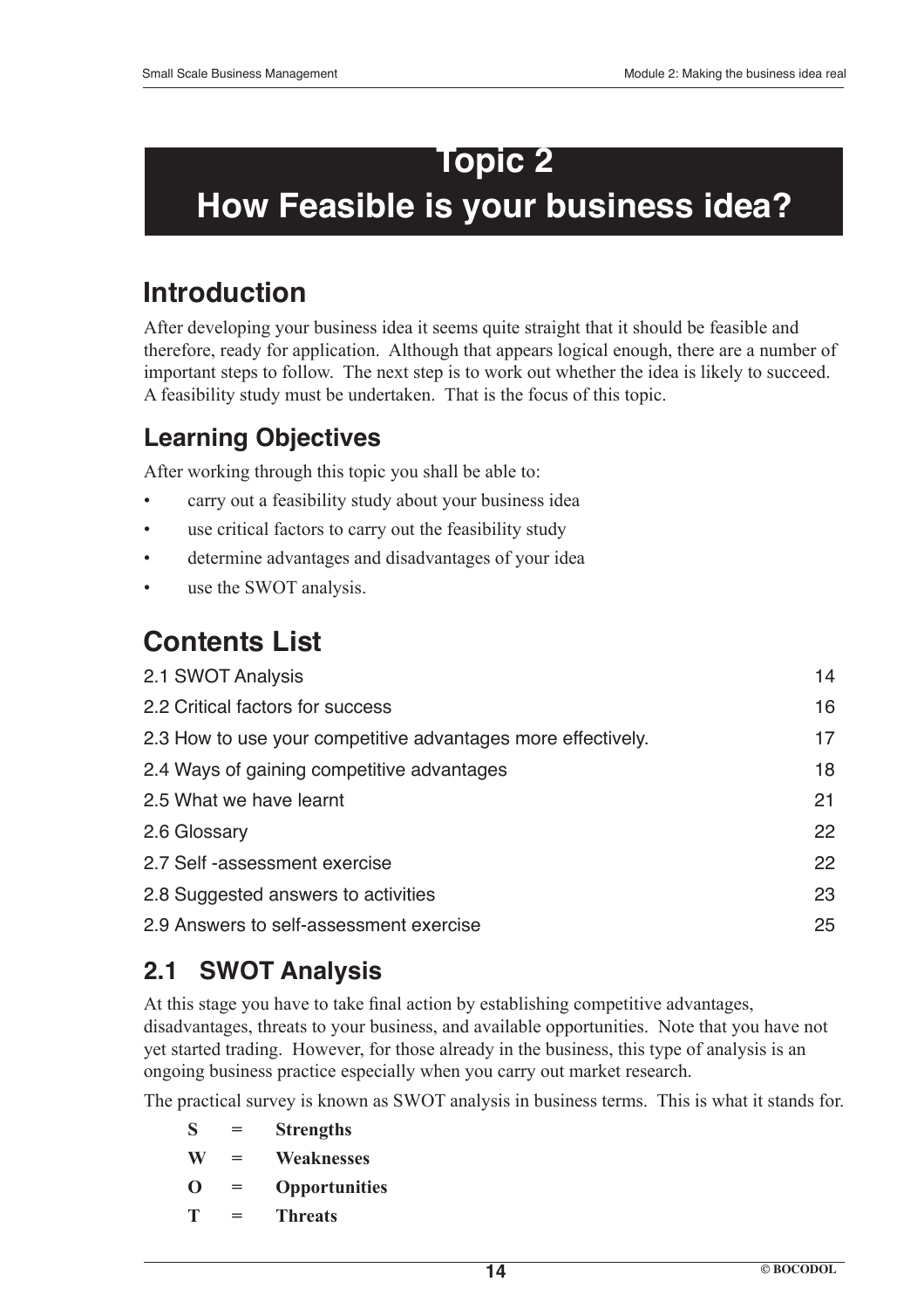# Topic 2
# How Feasible is your business idea?

## Introduction

After developing your business idea it seems quite straight that it should be feasible and therefore, ready for application. Although that appears logical enough, there are a number of important steps to follow. The next step is to work out whether the idea is likely to succeed. A feasibility study must be undertaken. That is the focus of this topic.

### Learning Objectives

After working through this topic you shall be able to:

- carry out a feasibility study about your business idea
- use critical factors to carry out the feasibility study
- determine advantages and disadvantages of your idea
- use the SWOT analysis.

## Contents List

| | |
|---|---|
| 2.1 SWOT Analysis | 14 |
| 2.2 Critical factors for success | 16 |
| 2.3 How to use your competitive advantages more effectively. | 17 |
| 2.4 Ways of gaining competitive advantages | 18 |
| 2.5 What we have learnt | 21 |
| 2.6 Glossary | 22 |
| 2.7 Self -assessment exercise | 22 |
| 2.8 Suggested answers to activities | 23 |
| 2.9 Answers to self-assessment exercise | 25 |

### 2.1 SWOT Analysis

At this stage you have to take final action by establishing competitive advantages, disadvantages, threats to your business, and available opportunities. Note that you have not yet started trading. However, for those already in the business, this type of analysis is an ongoing business practice especially when you carry out market research.

The practical survey is known as SWOT analysis in business terms. This is what it stands for.

**S = Strengths**

**W = Weaknesses**

**O = Opportunities**

**T = Threats**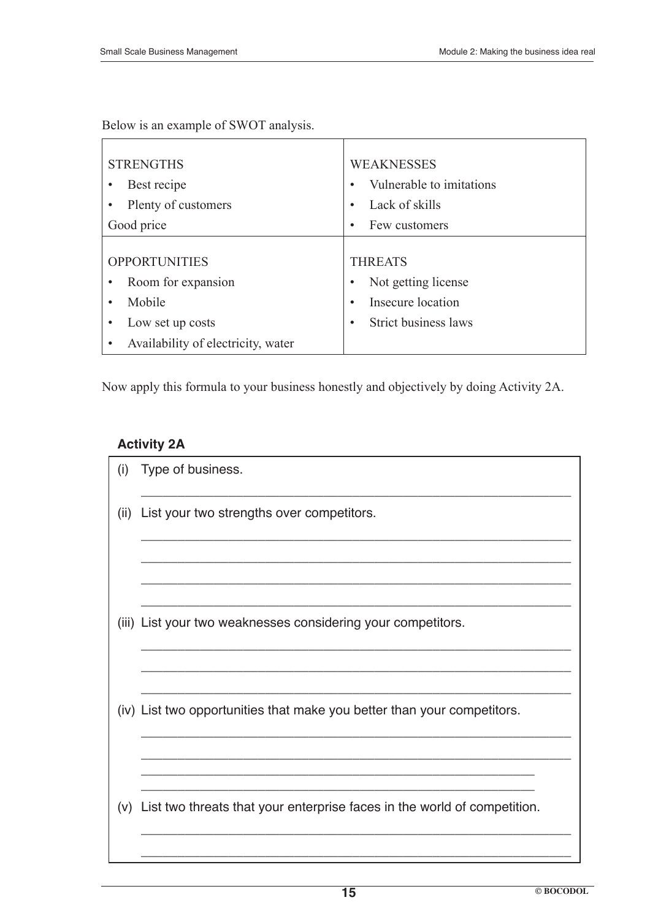Below is an example of SWOT analysis.

| STRENGTHS | WEAKNESSES |
|---|---|
| • Best recipe<br>• Plenty of customers<br>Good price | • Vulnerable to imitations<br>• Lack of skills<br>• Few customers |
| **OPPORTUNITIES** | **THREATS** |
| • Room for expansion<br>• Mobile<br>• Low set up costs<br>• Availability of electricity, water | • Not getting license<br>• Insecure location<br>• Strict business laws |

Now apply this formula to your business honestly and objectively by doing Activity 2A.

### Activity 2A

(i) Type of business.

______________________________________________________________

(ii) List your two strengths over competitors.

______________________________________________________________

______________________________________________________________

______________________________________________________________

______________________________________________________________

(iii) List your two weaknesses considering your competitors.

______________________________________________________________

______________________________________________________________

______________________________________________________________

(iv) List two opportunities that make you better than your competitors.

______________________________________________________________

______________________________________________________________

______________________________________________________________

______________________________________________________________

(v) List two threats that your enterprise faces in the world of competition.

______________________________________________________________

______________________________________________________________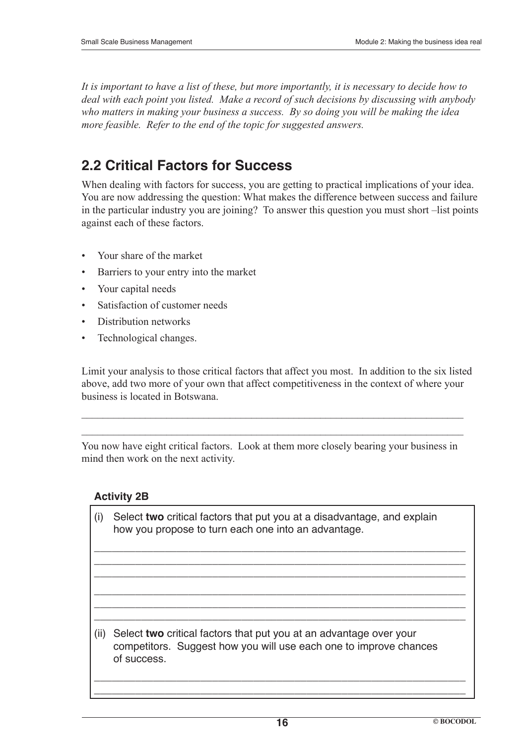*It is important to have a list of these, but more importantly, it is necessary to decide how to deal with each point you listed. Make a record of such decisions by discussing with anybody who matters in making your business a success. By so doing you will be making the idea more feasible. Refer to the end of the topic for suggested answers.*

## 2.2 Critical Factors for Success

When dealing with factors for success, you are getting to practical implications of your idea. You are now addressing the question: What makes the difference between success and failure in the particular industry you are joining? To answer this question you must short –list points against each of these factors.

- Your share of the market
- Barriers to your entry into the market
- Your capital needs
- Satisfaction of customer needs
- Distribution networks
- Technological changes.

Limit your analysis to those critical factors that affect you most. In addition to the six listed above, add two more of your own that affect competitiveness in the context of where your business is located in Botswana.

\_\_\_\_\_\_\_\_\_\_\_\_\_\_\_\_\_\_\_\_\_\_\_\_\_\_\_\_\_\_\_\_\_\_\_\_\_\_\_\_\_\_\_\_\_\_\_\_\_\_\_\_\_\_\_\_\_\_\_\_\_\_\_\_\_\_\_\_\_\_\_\_

\_\_\_\_\_\_\_\_\_\_\_\_\_\_\_\_\_\_\_\_\_\_\_\_\_\_\_\_\_\_\_\_\_\_\_\_\_\_\_\_\_\_\_\_\_\_\_\_\_\_\_\_\_\_\_\_\_\_\_\_\_\_\_\_\_\_\_\_\_\_\_\_

You now have eight critical factors. Look at them more closely bearing your business in mind then work on the next activity.

### Activity 2B

(i) Select **two** critical factors that put you at a disadvantage, and explain how you propose to turn each one into an advantage.

\_\_\_\_\_\_\_\_\_\_\_\_\_\_\_\_\_\_\_\_\_\_\_\_\_\_\_\_\_\_\_\_\_\_\_\_\_\_\_\_\_\_\_\_\_\_\_\_\_\_\_\_\_\_\_\_\_\_\_\_\_\_\_\_\_\_\_\_\_\_\_\_

\_\_\_\_\_\_\_\_\_\_\_\_\_\_\_\_\_\_\_\_\_\_\_\_\_\_\_\_\_\_\_\_\_\_\_\_\_\_\_\_\_\_\_\_\_\_\_\_\_\_\_\_\_\_\_\_\_\_\_\_\_\_\_\_\_\_\_\_\_\_\_\_

\_\_\_\_\_\_\_\_\_\_\_\_\_\_\_\_\_\_\_\_\_\_\_\_\_\_\_\_\_\_\_\_\_\_\_\_\_\_\_\_\_\_\_\_\_\_\_\_\_\_\_\_\_\_\_\_\_\_\_\_\_\_\_\_\_\_\_\_\_\_\_\_

\_\_\_\_\_\_\_\_\_\_\_\_\_\_\_\_\_\_\_\_\_\_\_\_\_\_\_\_\_\_\_\_\_\_\_\_\_\_\_\_\_\_\_\_\_\_\_\_\_\_\_\_\_\_\_\_\_\_\_\_\_\_\_\_\_\_\_\_\_\_\_\_

\_\_\_\_\_\_\_\_\_\_\_\_\_\_\_\_\_\_\_\_\_\_\_\_\_\_\_\_\_\_\_\_\_\_\_\_\_\_\_\_\_\_\_\_\_\_\_\_\_\_\_\_\_\_\_\_\_\_\_\_\_\_\_\_\_\_\_\_\_\_\_\_

\_\_\_\_\_\_\_\_\_\_\_\_\_\_\_\_\_\_\_\_\_\_\_\_\_\_\_\_\_\_\_\_\_\_\_\_\_\_\_\_\_\_\_\_\_\_\_\_\_\_\_\_\_\_\_\_\_\_\_\_\_\_\_\_\_\_\_\_\_\_\_\_

(ii) Select **two** critical factors that put you at an advantage over your competitors. Suggest how you will use each one to improve chances of success.

\_\_\_\_\_\_\_\_\_\_\_\_\_\_\_\_\_\_\_\_\_\_\_\_\_\_\_\_\_\_\_\_\_\_\_\_\_\_\_\_\_\_\_\_\_\_\_\_\_\_\_\_\_\_\_\_\_\_\_\_\_\_\_\_\_\_\_\_\_\_\_\_

\_\_\_\_\_\_\_\_\_\_\_\_\_\_\_\_\_\_\_\_\_\_\_\_\_\_\_\_\_\_\_\_\_\_\_\_\_\_\_\_\_\_\_\_\_\_\_\_\_\_\_\_\_\_\_\_\_\_\_\_\_\_\_\_\_\_\_\_\_\_\_\_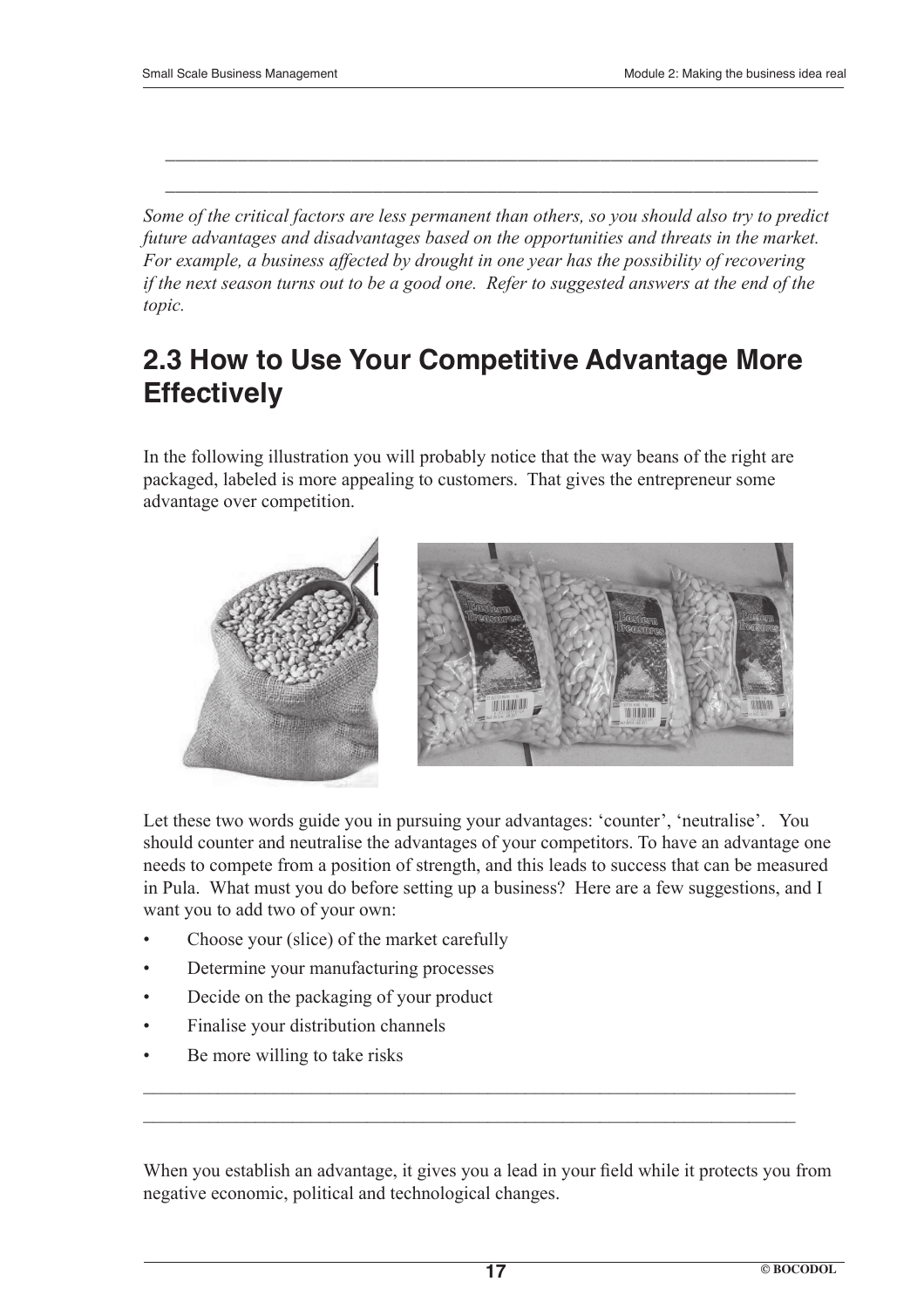\_\_\_\_\_\_\_\_\_\_\_\_\_\_\_\_\_\_\_\_\_\_\_\_\_\_\_\_\_\_\_\_\_\_\_\_\_\_\_\_\_\_\_\_\_\_\_\_\_\_\_\_\_\_\_\_\_\_\_\_\_\_\_\_\_\_\_\_\_\_\_\_\_\_

\_\_\_\_\_\_\_\_\_\_\_\_\_\_\_\_\_\_\_\_\_\_\_\_\_\_\_\_\_\_\_\_\_\_\_\_\_\_\_\_\_\_\_\_\_\_\_\_\_\_\_\_\_\_\_\_\_\_\_\_\_\_\_\_\_\_\_\_\_\_\_\_\_\_

*Some of the critical factors are less permanent than others, so you should also try to predict future advantages and disadvantages based on the opportunities and threats in the market. For example, a business affected by drought in one year has the possibility of recovering if the next season turns out to be a good one. Refer to suggested answers at the end of the topic.*

## 2.3 How to Use Your Competitive Advantage More Effectively

In the following illustration you will probably notice that the way beans of the right are packaged, labeled is more appealing to customers. That gives the entrepreneur some advantage over competition.

Let these two words guide you in pursuing your advantages: 'counter', 'neutralise'. You should counter and neutralise the advantages of your competitors. To have an advantage one needs to compete from a position of strength, and this leads to success that can be measured in Pula. What must you do before setting up a business? Here are a few suggestions, and I want you to add two of your own:

- Choose your (slice) of the market carefully
- Determine your manufacturing processes
- Decide on the packaging of your product
- Finalise your distribution channels
- Be more willing to take risks

\_\_\_\_\_\_\_\_\_\_\_\_\_\_\_\_\_\_\_\_\_\_\_\_\_\_\_\_\_\_\_\_\_\_\_\_\_\_\_\_\_\_\_\_\_\_\_\_\_\_\_\_\_\_\_\_\_\_\_\_\_\_\_\_\_\_\_\_\_\_\_\_\_\_

\_\_\_\_\_\_\_\_\_\_\_\_\_\_\_\_\_\_\_\_\_\_\_\_\_\_\_\_\_\_\_\_\_\_\_\_\_\_\_\_\_\_\_\_\_\_\_\_\_\_\_\_\_\_\_\_\_\_\_\_\_\_\_\_\_\_\_\_\_\_\_\_\_\_

When you establish an advantage, it gives you a lead in your field while it protects you from negative economic, political and technological changes.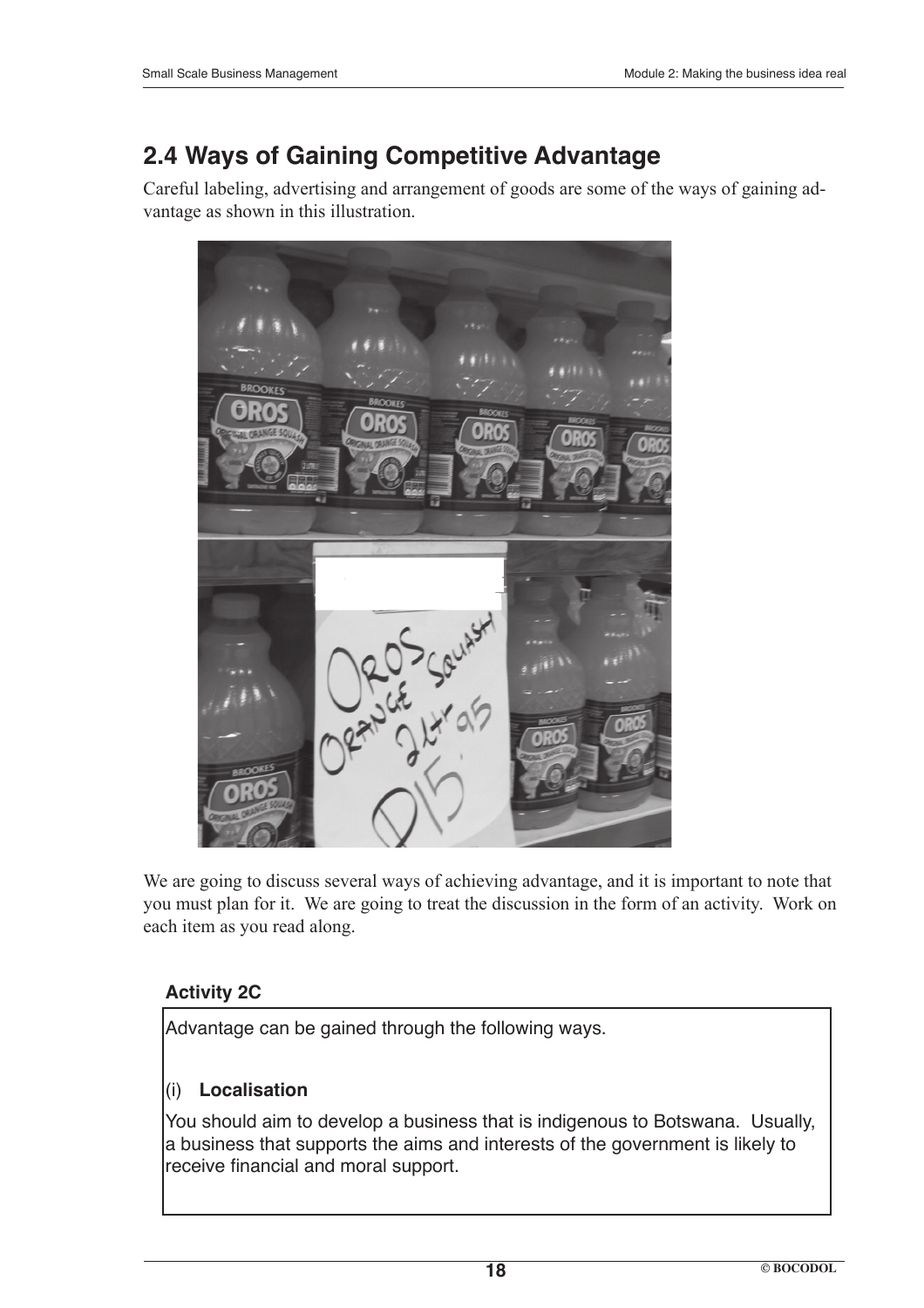## 2.4 Ways of Gaining Competitive Advantage

Careful labeling, advertising and arrangement of goods are some of the ways of gaining advantage as shown in this illustration.

We are going to discuss several ways of achieving advantage, and it is important to note that you must plan for it. We are going to treat the discussion in the form of an activity. Work on each item as you read along.

**Activity 2C**

Advantage can be gained through the following ways.

(i) **Localisation**

You should aim to develop a business that is indigenous to Botswana. Usually, a business that supports the aims and interests of the government is likely to receive financial and moral support.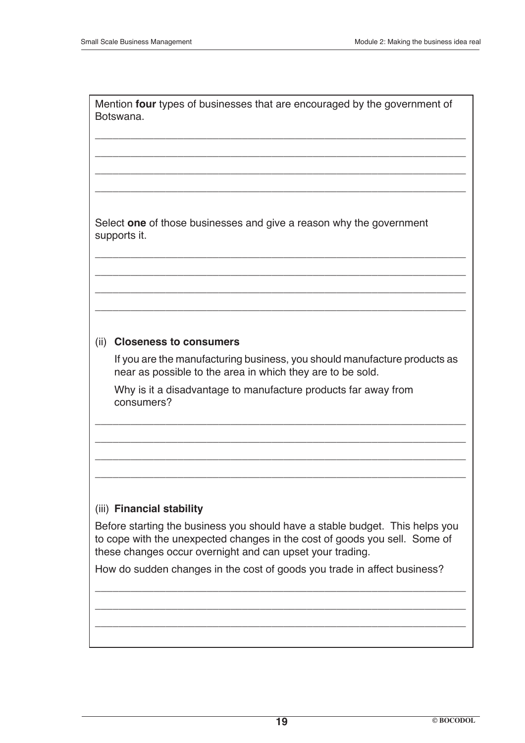Mention **four** types of businesses that are encouraged by the government of Botswana.

\_\_\_\_\_\_\_\_\_\_\_\_\_\_\_\_\_\_\_\_\_\_\_\_\_\_\_\_\_\_\_\_\_\_\_\_\_\_\_\_\_\_\_\_\_\_\_\_\_\_\_\_\_\_\_\_\_\_\_\_

\_\_\_\_\_\_\_\_\_\_\_\_\_\_\_\_\_\_\_\_\_\_\_\_\_\_\_\_\_\_\_\_\_\_\_\_\_\_\_\_\_\_\_\_\_\_\_\_\_\_\_\_\_\_\_\_\_\_\_\_

\_\_\_\_\_\_\_\_\_\_\_\_\_\_\_\_\_\_\_\_\_\_\_\_\_\_\_\_\_\_\_\_\_\_\_\_\_\_\_\_\_\_\_\_\_\_\_\_\_\_\_\_\_\_\_\_\_\_\_\_

\_\_\_\_\_\_\_\_\_\_\_\_\_\_\_\_\_\_\_\_\_\_\_\_\_\_\_\_\_\_\_\_\_\_\_\_\_\_\_\_\_\_\_\_\_\_\_\_\_\_\_\_\_\_\_\_\_\_\_\_

Select **one** of those businesses and give a reason why the government supports it.

\_\_\_\_\_\_\_\_\_\_\_\_\_\_\_\_\_\_\_\_\_\_\_\_\_\_\_\_\_\_\_\_\_\_\_\_\_\_\_\_\_\_\_\_\_\_\_\_\_\_\_\_\_\_\_\_\_\_\_\_

\_\_\_\_\_\_\_\_\_\_\_\_\_\_\_\_\_\_\_\_\_\_\_\_\_\_\_\_\_\_\_\_\_\_\_\_\_\_\_\_\_\_\_\_\_\_\_\_\_\_\_\_\_\_\_\_\_\_\_\_

\_\_\_\_\_\_\_\_\_\_\_\_\_\_\_\_\_\_\_\_\_\_\_\_\_\_\_\_\_\_\_\_\_\_\_\_\_\_\_\_\_\_\_\_\_\_\_\_\_\_\_\_\_\_\_\_\_\_\_\_

\_\_\_\_\_\_\_\_\_\_\_\_\_\_\_\_\_\_\_\_\_\_\_\_\_\_\_\_\_\_\_\_\_\_\_\_\_\_\_\_\_\_\_\_\_\_\_\_\_\_\_\_\_\_\_\_\_\_\_\_

(ii) **Closeness to consumers**

If you are the manufacturing business, you should manufacture products as near as possible to the area in which they are to be sold.

Why is it a disadvantage to manufacture products far away from consumers?

\_\_\_\_\_\_\_\_\_\_\_\_\_\_\_\_\_\_\_\_\_\_\_\_\_\_\_\_\_\_\_\_\_\_\_\_\_\_\_\_\_\_\_\_\_\_\_\_\_\_\_\_\_\_\_\_\_\_\_\_

\_\_\_\_\_\_\_\_\_\_\_\_\_\_\_\_\_\_\_\_\_\_\_\_\_\_\_\_\_\_\_\_\_\_\_\_\_\_\_\_\_\_\_\_\_\_\_\_\_\_\_\_\_\_\_\_\_\_\_\_

\_\_\_\_\_\_\_\_\_\_\_\_\_\_\_\_\_\_\_\_\_\_\_\_\_\_\_\_\_\_\_\_\_\_\_\_\_\_\_\_\_\_\_\_\_\_\_\_\_\_\_\_\_\_\_\_\_\_\_\_

\_\_\_\_\_\_\_\_\_\_\_\_\_\_\_\_\_\_\_\_\_\_\_\_\_\_\_\_\_\_\_\_\_\_\_\_\_\_\_\_\_\_\_\_\_\_\_\_\_\_\_\_\_\_\_\_\_\_\_\_

(iii) **Financial stability**

Before starting the business you should have a stable budget. This helps you to cope with the unexpected changes in the cost of goods you sell. Some of these changes occur overnight and can upset your trading.

How do sudden changes in the cost of goods you trade in affect business?

\_\_\_\_\_\_\_\_\_\_\_\_\_\_\_\_\_\_\_\_\_\_\_\_\_\_\_\_\_\_\_\_\_\_\_\_\_\_\_\_\_\_\_\_\_\_\_\_\_\_\_\_\_\_\_\_\_\_\_\_

\_\_\_\_\_\_\_\_\_\_\_\_\_\_\_\_\_\_\_\_\_\_\_\_\_\_\_\_\_\_\_\_\_\_\_\_\_\_\_\_\_\_\_\_\_\_\_\_\_\_\_\_\_\_\_\_\_\_\_\_

\_\_\_\_\_\_\_\_\_\_\_\_\_\_\_\_\_\_\_\_\_\_\_\_\_\_\_\_\_\_\_\_\_\_\_\_\_\_\_\_\_\_\_\_\_\_\_\_\_\_\_\_\_\_\_\_\_\_\_\_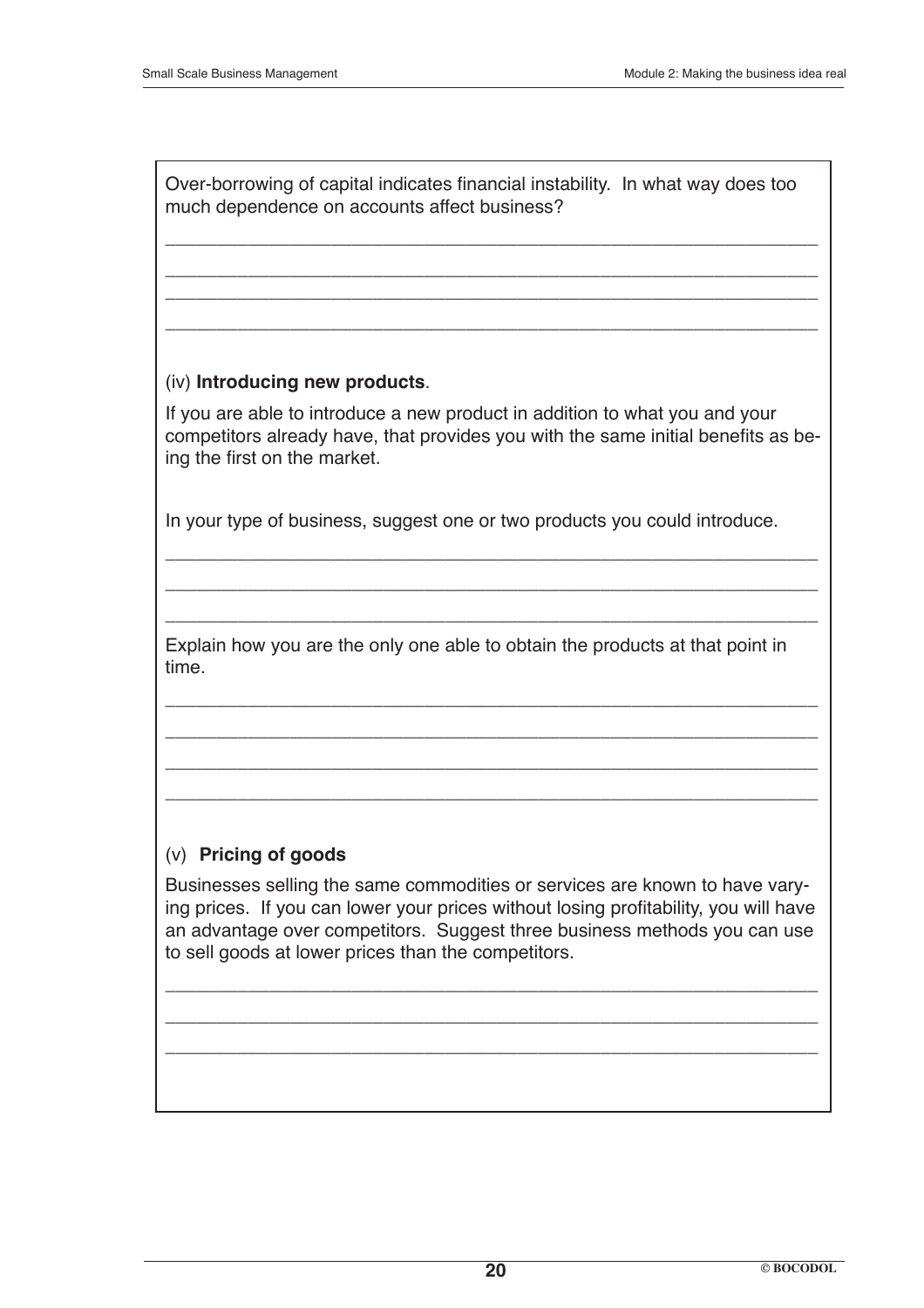Over-borrowing of capital indicates financial instability. In what way does too much dependence on accounts affect business?

______________________________________________________________

______________________________________________________________

______________________________________________________________

______________________________________________________________

(iv) **Introducing new products**.

If you are able to introduce a new product in addition to what you and your competitors already have, that provides you with the same initial benefits as being the first on the market.

In your type of business, suggest one or two products you could introduce.

______________________________________________________________

______________________________________________________________

______________________________________________________________

Explain how you are the only one able to obtain the products at that point in time.

______________________________________________________________

______________________________________________________________

______________________________________________________________

______________________________________________________________

(v) **Pricing of goods**

Businesses selling the same commodities or services are known to have varying prices. If you can lower your prices without losing profitability, you will have an advantage over competitors. Suggest three business methods you can use to sell goods at lower prices than the competitors.

______________________________________________________________

______________________________________________________________

______________________________________________________________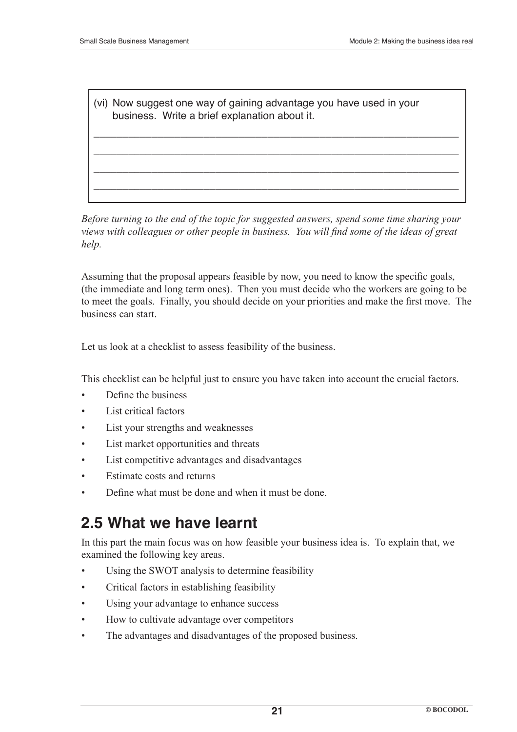(vi) Now suggest one way of gaining advantage you have used in your business. Write a brief explanation about it.

___________________________________________________________________

___________________________________________________________________

___________________________________________________________________

___________________________________________________________________

*Before turning to the end of the topic for suggested answers, spend some time sharing your views with colleagues or other people in business. You will find some of the ideas of great help.*

Assuming that the proposal appears feasible by now, you need to know the specific goals, (the immediate and long term ones). Then you must decide who the workers are going to be to meet the goals. Finally, you should decide on your priorities and make the first move. The business can start.

Let us look at a checklist to assess feasibility of the business.

This checklist can be helpful just to ensure you have taken into account the crucial factors.

- Define the business
- List critical factors
- List your strengths and weaknesses
- List market opportunities and threats
- List competitive advantages and disadvantages
- Estimate costs and returns
- Define what must be done and when it must be done.

## 2.5 What we have learnt

In this part the main focus was on how feasible your business idea is. To explain that, we examined the following key areas.

- Using the SWOT analysis to determine feasibility
- Critical factors in establishing feasibility
- Using your advantage to enhance success
- How to cultivate advantage over competitors
- The advantages and disadvantages of the proposed business.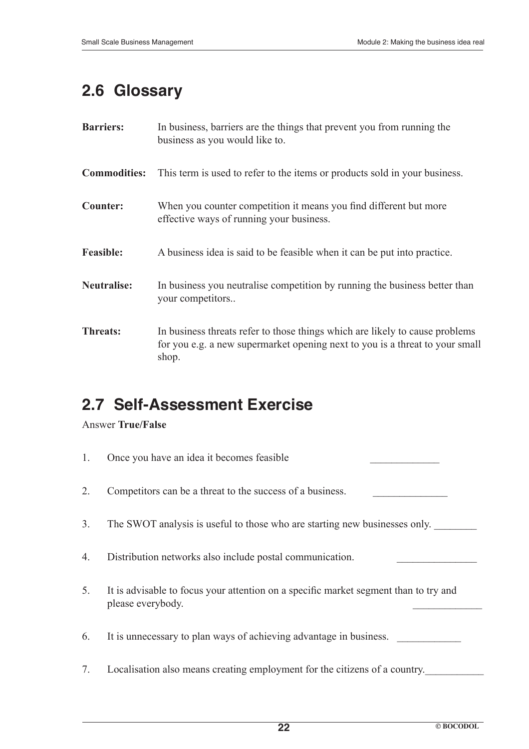## 2.6 Glossary

**Barriers:** In business, barriers are the things that prevent you from running the business as you would like to.

**Commodities:** This term is used to refer to the items or products sold in your business.

**Counter:** When you counter competition it means you find different but more effective ways of running your business.

**Feasible:** A business idea is said to be feasible when it can be put into practice.

**Neutralise:** In business you neutralise competition by running the business better than your competitors..

**Threats:** In business threats refer to those things which are likely to cause problems for you e.g. a new supermarket opening next to you is a threat to your small shop.

## 2.7 Self-Assessment Exercise

Answer **True/False**

1. Once you have an idea it becomes feasible _____________
2. Competitors can be a threat to the success of a business. ______________
3. The SWOT analysis is useful to those who are starting new businesses only. ________
4. Distribution networks also include postal communication. _______________
5. It is advisable to focus your attention on a specific market segment than to try and please everybody. _____________
6. It is unnecessary to plan ways of achieving advantage in business. ____________
7. Localisation also means creating employment for the citizens of a country.___________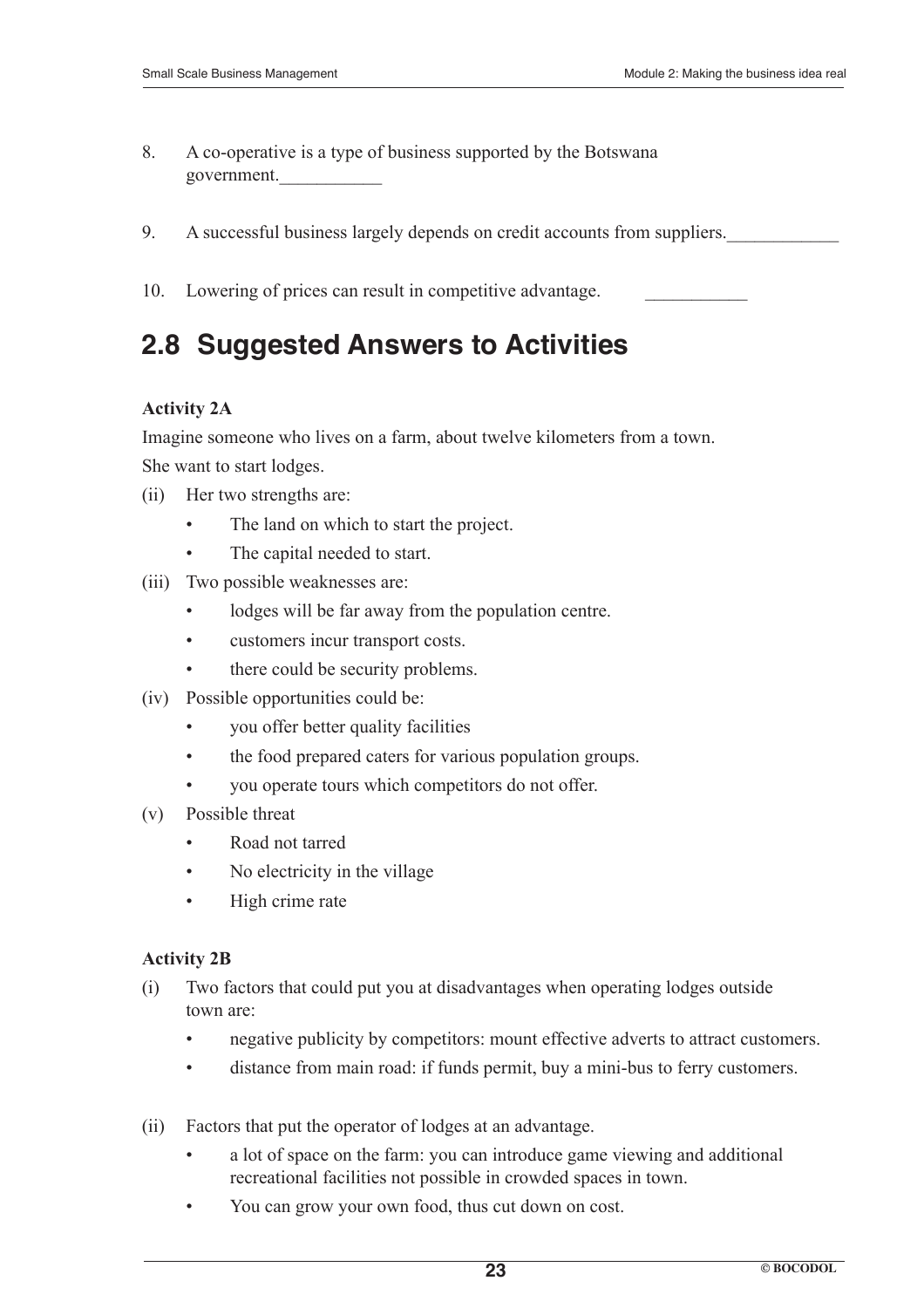8. A co-operative is a type of business supported by the Botswana government.___________

9. A successful business largely depends on credit accounts from suppliers.____________

10. Lowering of prices can result in competitive advantage. ___________

## 2.8 Suggested Answers to Activities

**Activity 2A**

Imagine someone who lives on a farm, about twelve kilometers from a town. She want to start lodges.

(ii) Her two strengths are:
- The land on which to start the project.
- The capital needed to start.

(iii) Two possible weaknesses are:
- lodges will be far away from the population centre.
- customers incur transport costs.
- there could be security problems.

(iv) Possible opportunities could be:
- you offer better quality facilities
- the food prepared caters for various population groups.
- you operate tours which competitors do not offer.

(v) Possible threat
- Road not tarred
- No electricity in the village
- High crime rate

**Activity 2B**

(i) Two factors that could put you at disadvantages when operating lodges outside town are:
- negative publicity by competitors: mount effective adverts to attract customers.
- distance from main road: if funds permit, buy a mini-bus to ferry customers.

(ii) Factors that put the operator of lodges at an advantage.
- a lot of space on the farm: you can introduce game viewing and additional recreational facilities not possible in crowded spaces in town.
- You can grow your own food, thus cut down on cost.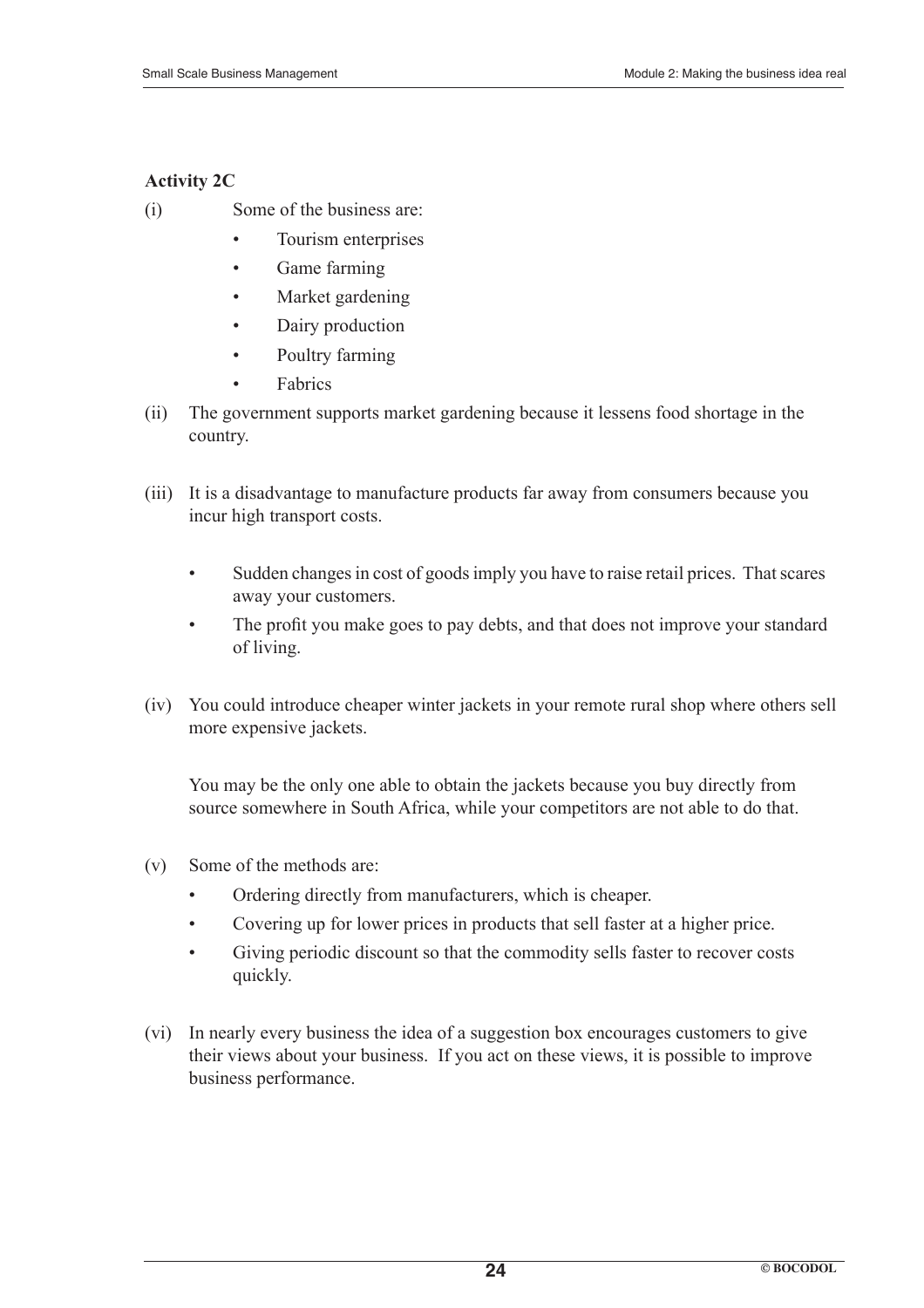**Activity 2C**

(i) Some of the business are:

- Tourism enterprises
- Game farming
- Market gardening
- Dairy production
- Poultry farming
- Fabrics

(ii) The government supports market gardening because it lessens food shortage in the country.

(iii) It is a disadvantage to manufacture products far away from consumers because you incur high transport costs.

- Sudden changes in cost of goods imply you have to raise retail prices. That scares away your customers.
- The profit you make goes to pay debts, and that does not improve your standard of living.

(iv) You could introduce cheaper winter jackets in your remote rural shop where others sell more expensive jackets.

You may be the only one able to obtain the jackets because you buy directly from source somewhere in South Africa, while your competitors are not able to do that.

(v) Some of the methods are:

- Ordering directly from manufacturers, which is cheaper.
- Covering up for lower prices in products that sell faster at a higher price.
- Giving periodic discount so that the commodity sells faster to recover costs quickly.

(vi) In nearly every business the idea of a suggestion box encourages customers to give their views about your business. If you act on these views, it is possible to improve business performance.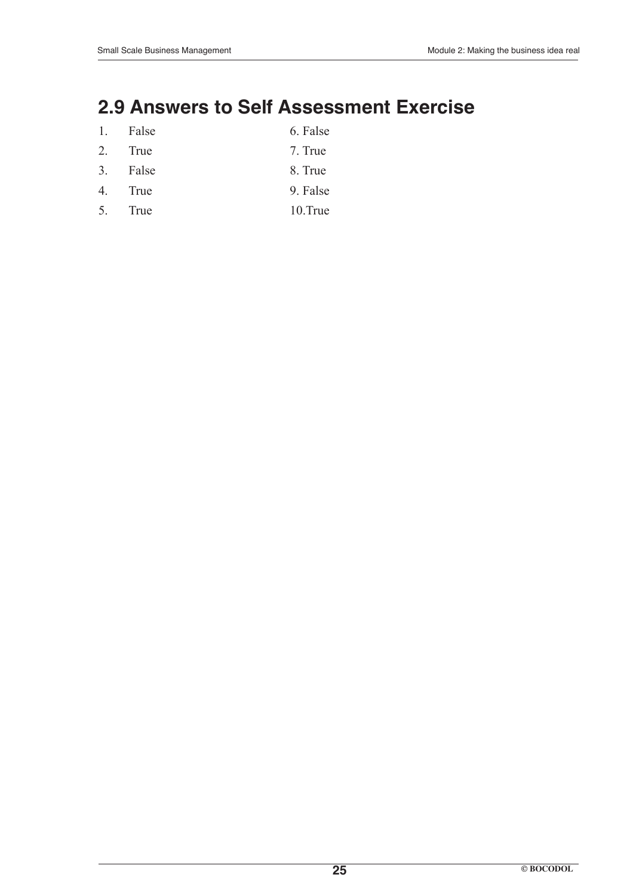## 2.9 Answers to Self Assessment Exercise

1. False
2. True
3. False
4. True
5. True
6. False
7. True
8. True
9. False
10. True